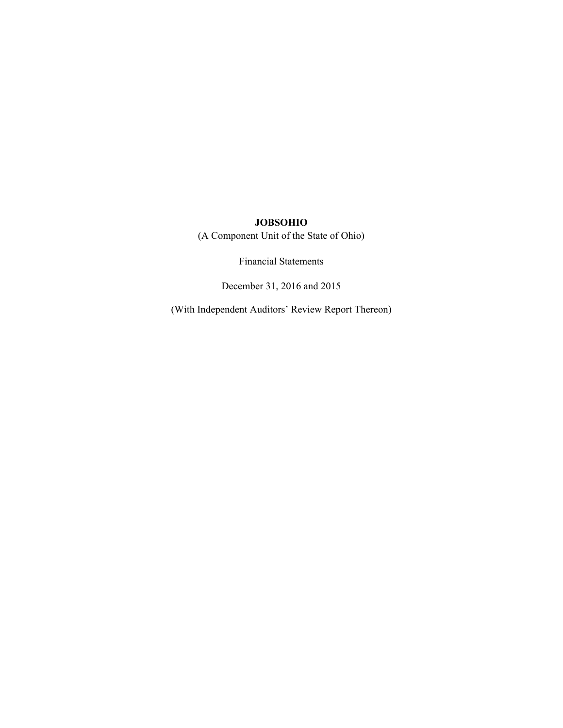# JOBSOHIO

(A Component Unit of the State of Ohio)

Financial Statements

December 31, 2016 and 2015

(With Independent Auditors' Review Report Thereon)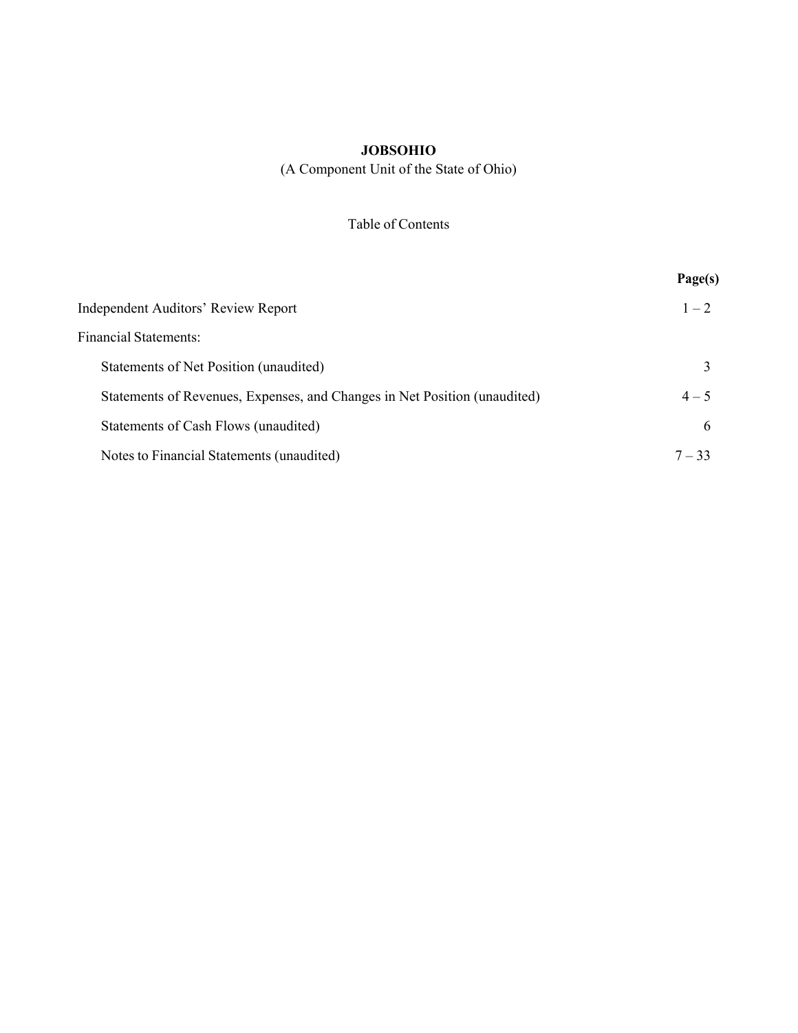**JOBSOHIO**

(A Component Unit of the State of Ohio)

Table of Contents

| | Page(s) |
|---|---|
| Independent Auditors' Review Report | 1 – 2 |
| Financial Statements: | |
| Statements of Net Position (unaudited) | 3 |
| Statements of Revenues, Expenses, and Changes in Net Position (unaudited) | 4 – 5 |
| Statements of Cash Flows (unaudited) | 6 |
| Notes to Financial Statements (unaudited) | 7 – 33 |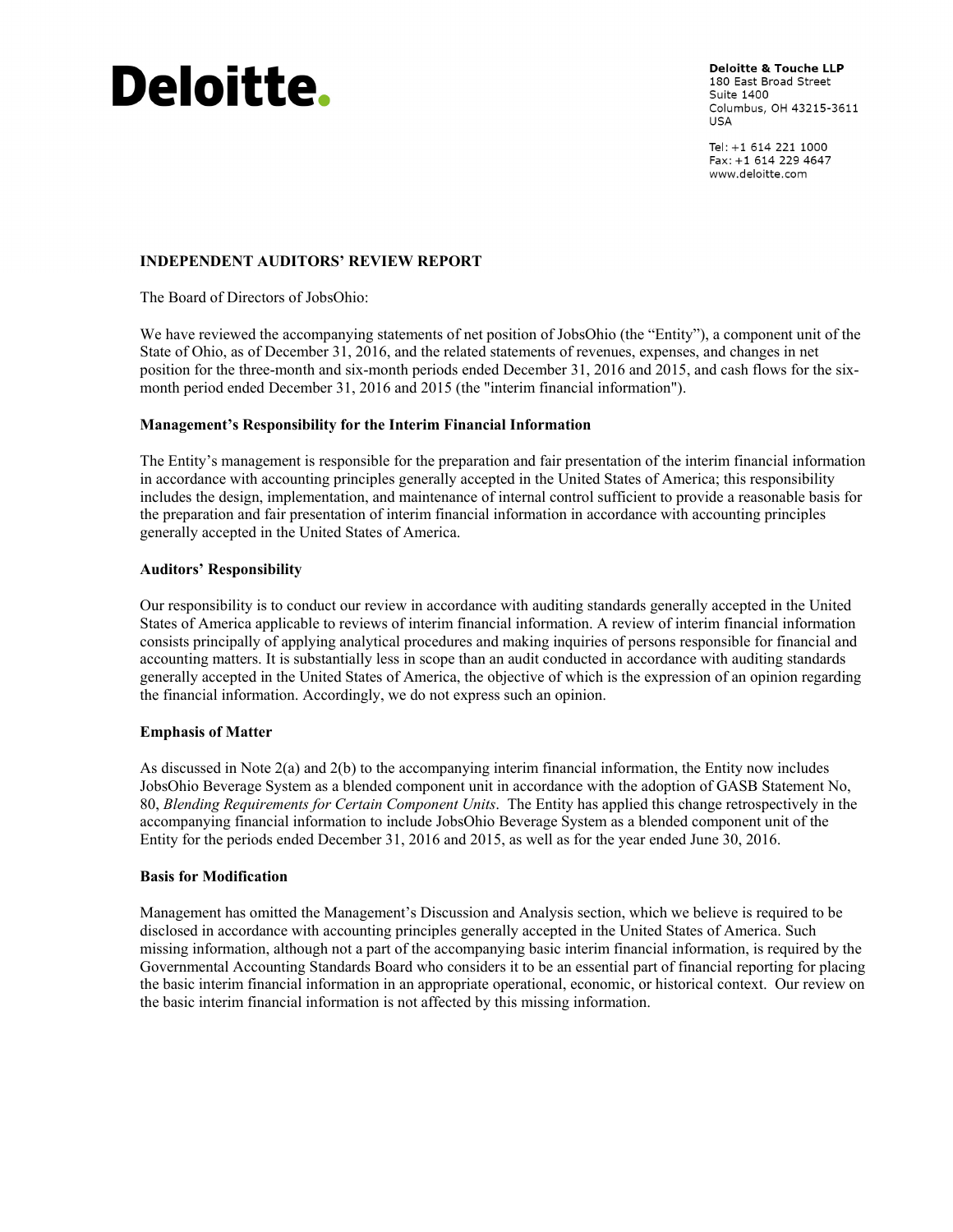**Deloitte.**

**Deloitte & Touche LLP**
180 East Broad Street
Suite 1400
Columbus, OH 43215-3611
USA

Tel: +1 614 221 1000
Fax: +1 614 229 4647
www.deloitte.com

## INDEPENDENT AUDITORS' REVIEW REPORT

The Board of Directors of JobsOhio:

We have reviewed the accompanying statements of net position of JobsOhio (the "Entity"), a component unit of the State of Ohio, as of December 31, 2016, and the related statements of revenues, expenses, and changes in net position for the three-month and six-month periods ended December 31, 2016 and 2015, and cash flows for the six-month period ended December 31, 2016 and 2015 (the "interim financial information").

### Management's Responsibility for the Interim Financial Information

The Entity's management is responsible for the preparation and fair presentation of the interim financial information in accordance with accounting principles generally accepted in the United States of America; this responsibility includes the design, implementation, and maintenance of internal control sufficient to provide a reasonable basis for the preparation and fair presentation of interim financial information in accordance with accounting principles generally accepted in the United States of America.

### Auditors' Responsibility

Our responsibility is to conduct our review in accordance with auditing standards generally accepted in the United States of America applicable to reviews of interim financial information. A review of interim financial information consists principally of applying analytical procedures and making inquiries of persons responsible for financial and accounting matters. It is substantially less in scope than an audit conducted in accordance with auditing standards generally accepted in the United States of America, the objective of which is the expression of an opinion regarding the financial information. Accordingly, we do not express such an opinion.

### Emphasis of Matter

As discussed in Note 2(a) and 2(b) to the accompanying interim financial information, the Entity now includes JobsOhio Beverage System as a blended component unit in accordance with the adoption of GASB Statement No, 80, *Blending Requirements for Certain Component Units*. The Entity has applied this change retrospectively in the accompanying financial information to include JobsOhio Beverage System as a blended component unit of the Entity for the periods ended December 31, 2016 and 2015, as well as for the year ended June 30, 2016.

### Basis for Modification

Management has omitted the Management's Discussion and Analysis section, which we believe is required to be disclosed in accordance with accounting principles generally accepted in the United States of America. Such missing information, although not a part of the accompanying basic interim financial information, is required by the Governmental Accounting Standards Board who considers it to be an essential part of financial reporting for placing the basic interim financial information in an appropriate operational, economic, or historical context. Our review on the basic interim financial information is not affected by this missing information.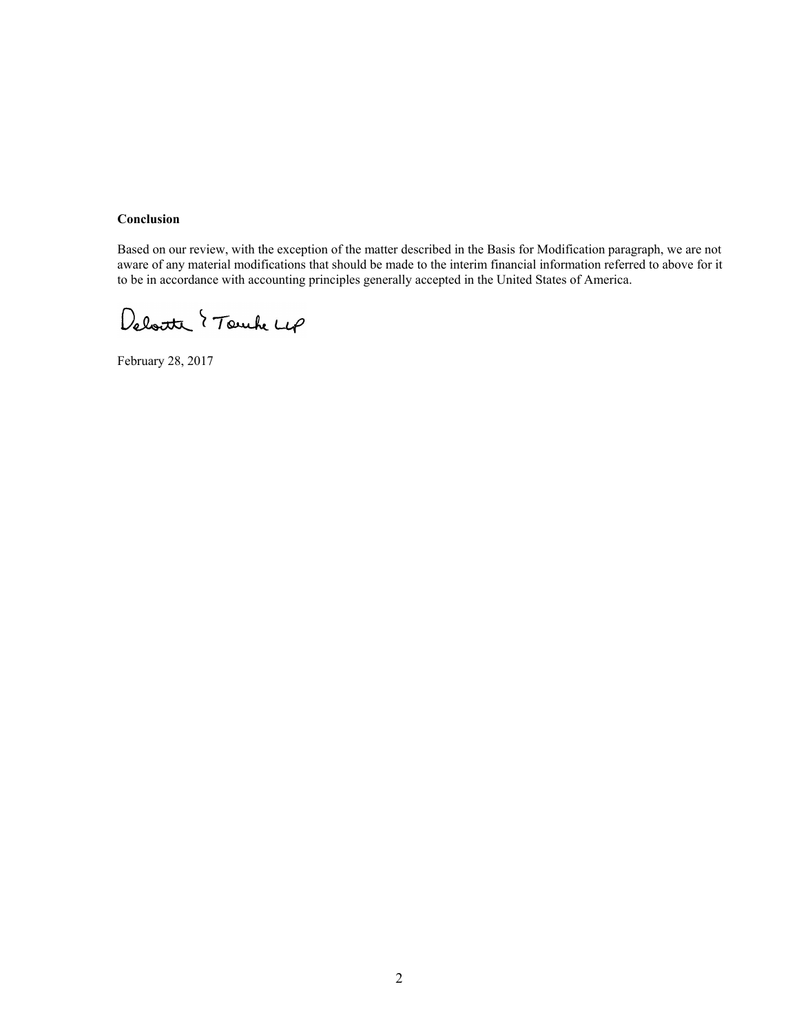**Conclusion**

Based on our review, with the exception of the matter described in the Basis for Modification paragraph, we are not aware of any material modifications that should be made to the interim financial information referred to above for it to be in accordance with accounting principles generally accepted in the United States of America.

Deloitte & Touche LLP

February 28, 2017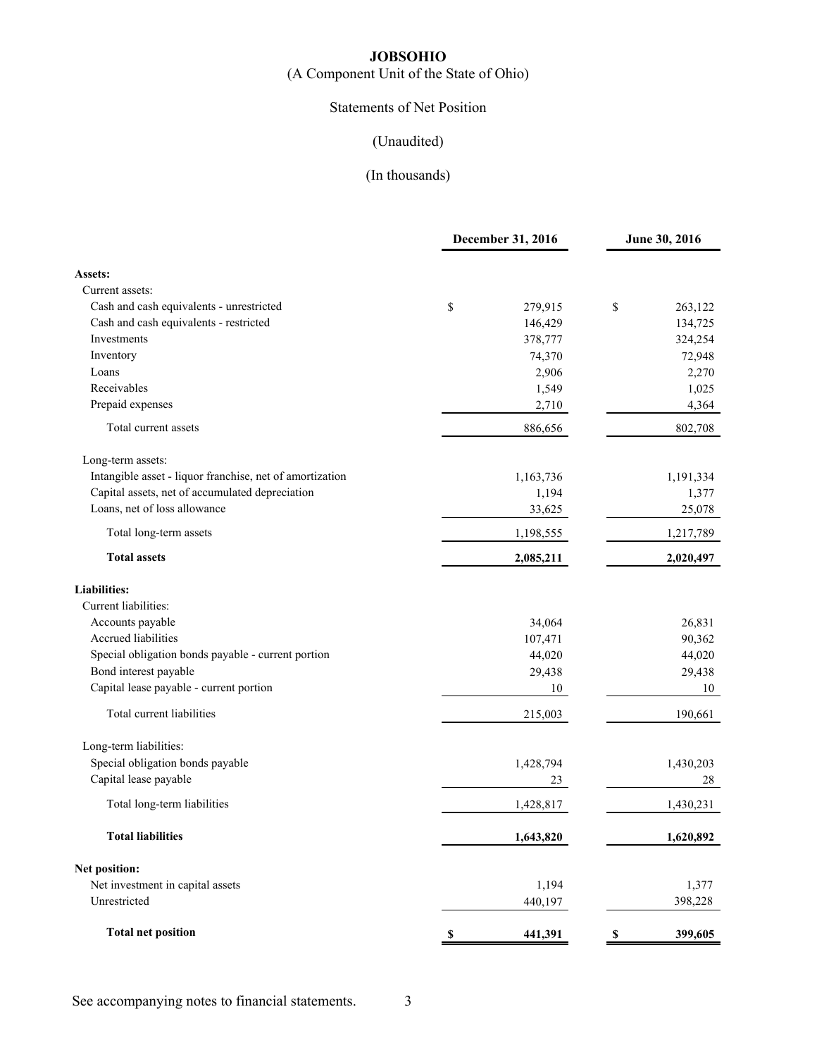**JOBSOHIO**

(A Component Unit of the State of Ohio)

Statements of Net Position

(Unaudited)

(In thousands)

| | December 31, 2016 | June 30, 2016 |
|---|---|---|
| **Assets:** | | |
| Current assets: | | |
| Cash and cash equivalents - unrestricted | $ 279,915 | $ 263,122 |
| Cash and cash equivalents - restricted | 146,429 | 134,725 |
| Investments | 378,777 | 324,254 |
| Inventory | 74,370 | 72,948 |
| Loans | 2,906 | 2,270 |
| Receivables | 1,549 | 1,025 |
| Prepaid expenses | 2,710 | 4,364 |
| Total current assets | 886,656 | 802,708 |
| Long-term assets: | | |
| Intangible asset - liquor franchise, net of amortization | 1,163,736 | 1,191,334 |
| Capital assets, net of accumulated depreciation | 1,194 | 1,377 |
| Loans, net of loss allowance | 33,625 | 25,078 |
| Total long-term assets | 1,198,555 | 1,217,789 |
| **Total assets** | **2,085,211** | **2,020,497** |
| **Liabilities:** | | |
| Current liabilities: | | |
| Accounts payable | 34,064 | 26,831 |
| Accrued liabilities | 107,471 | 90,362 |
| Special obligation bonds payable - current portion | 44,020 | 44,020 |
| Bond interest payable | 29,438 | 29,438 |
| Capital lease payable - current portion | 10 | 10 |
| Total current liabilities | 215,003 | 190,661 |
| Long-term liabilities: | | |
| Special obligation bonds payable | 1,428,794 | 1,430,203 |
| Capital lease payable | 23 | 28 |
| Total long-term liabilities | 1,428,817 | 1,430,231 |
| **Total liabilities** | **1,643,820** | **1,620,892** |
| **Net position:** | | |
| Net investment in capital assets | 1,194 | 1,377 |
| Unrestricted | 440,197 | 398,228 |
| **Total net position** | **$ 441,391** | **$ 399,605** |

See accompanying notes to financial statements.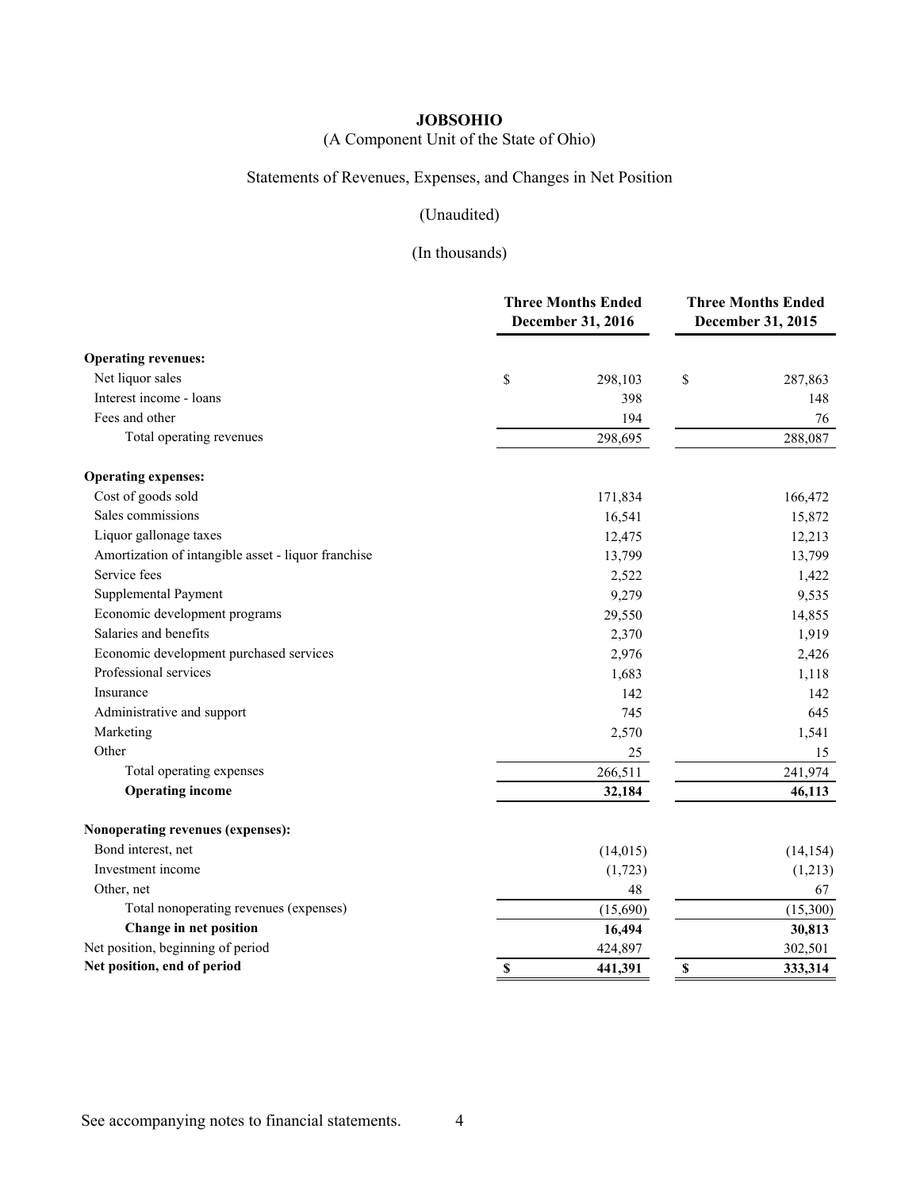**JOBSOHIO**

(A Component Unit of the State of Ohio)

Statements of Revenues, Expenses, and Changes in Net Position

(Unaudited)

(In thousands)

| | Three Months Ended December 31, 2016 | Three Months Ended December 31, 2015 |
|---|---|---|
| **Operating revenues:** | | |
| Net liquor sales | $ 298,103 | $ 287,863 |
| Interest income - loans | 398 | 148 |
| Fees and other | 194 | 76 |
| Total operating revenues | 298,695 | 288,087 |
| **Operating expenses:** | | |
| Cost of goods sold | 171,834 | 166,472 |
| Sales commissions | 16,541 | 15,872 |
| Liquor gallonage taxes | 12,475 | 12,213 |
| Amortization of intangible asset - liquor franchise | 13,799 | 13,799 |
| Service fees | 2,522 | 1,422 |
| Supplemental Payment | 9,279 | 9,535 |
| Economic development programs | 29,550 | 14,855 |
| Salaries and benefits | 2,370 | 1,919 |
| Economic development purchased services | 2,976 | 2,426 |
| Professional services | 1,683 | 1,118 |
| Insurance | 142 | 142 |
| Administrative and support | 745 | 645 |
| Marketing | 2,570 | 1,541 |
| Other | 25 | 15 |
| Total operating expenses | 266,511 | 241,974 |
| **Operating income** | **32,184** | **46,113** |
| **Nonoperating revenues (expenses):** | | |
| Bond interest, net | (14,015) | (14,154) |
| Investment income | (1,723) | (1,213) |
| Other, net | 48 | 67 |
| Total nonoperating revenues (expenses) | (15,690) | (15,300) |
| **Change in net position** | **16,494** | **30,813** |
| Net position, beginning of period | 424,897 | 302,501 |
| **Net position, end of period** | **$ 441,391** | **$ 333,314** |

See accompanying notes to financial statements.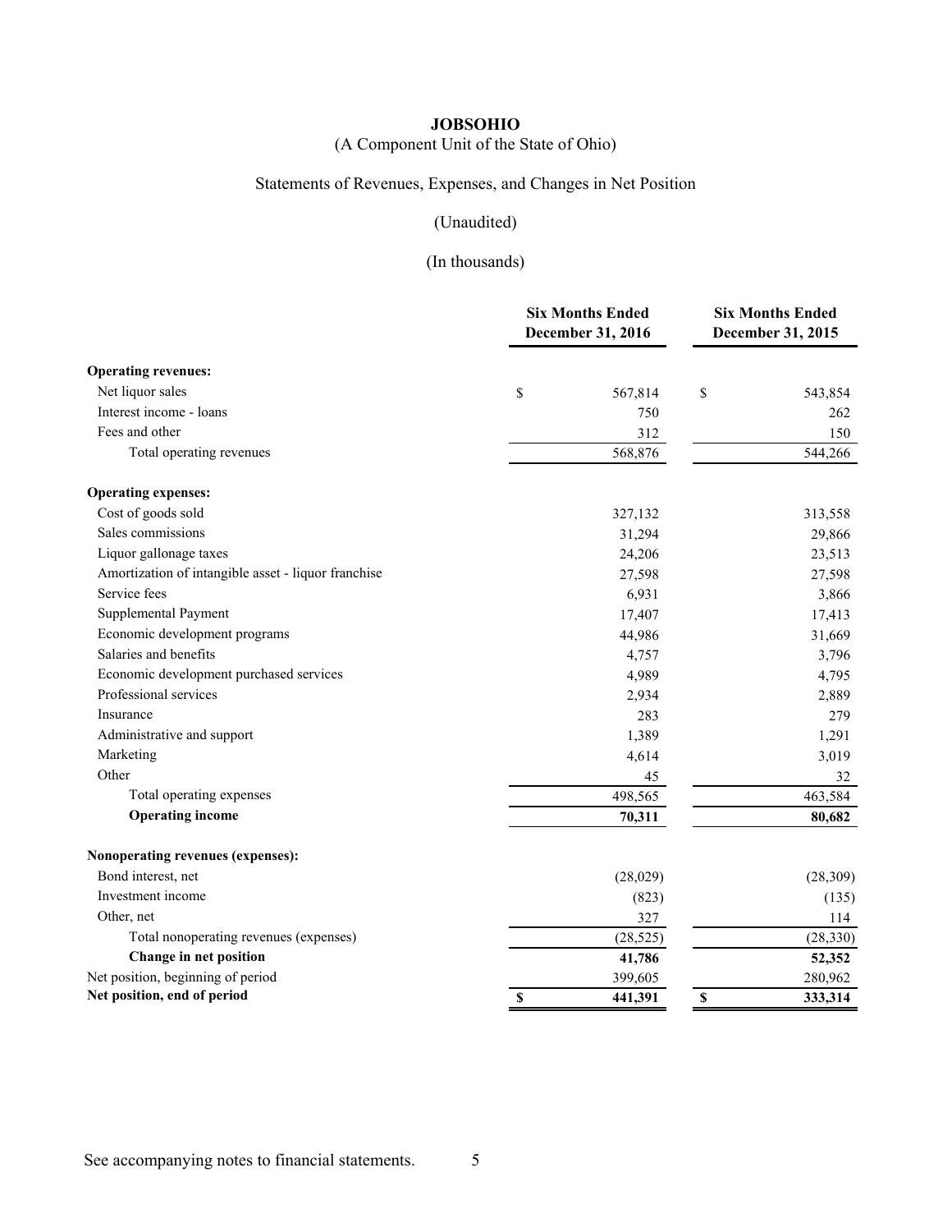**JOBSOHIO**

(A Component Unit of the State of Ohio)

Statements of Revenues, Expenses, and Changes in Net Position

(Unaudited)

(In thousands)

| | Six Months Ended December 31, 2016 | Six Months Ended December 31, 2015 |
|---|---|---|
| **Operating revenues:** | | |
| Net liquor sales | $ 567,814 | $ 543,854 |
| Interest income - loans | 750 | 262 |
| Fees and other | 312 | 150 |
| Total operating revenues | 568,876 | 544,266 |
| **Operating expenses:** | | |
| Cost of goods sold | 327,132 | 313,558 |
| Sales commissions | 31,294 | 29,866 |
| Liquor gallonage taxes | 24,206 | 23,513 |
| Amortization of intangible asset - liquor franchise | 27,598 | 27,598 |
| Service fees | 6,931 | 3,866 |
| Supplemental Payment | 17,407 | 17,413 |
| Economic development programs | 44,986 | 31,669 |
| Salaries and benefits | 4,757 | 3,796 |
| Economic development purchased services | 4,989 | 4,795 |
| Professional services | 2,934 | 2,889 |
| Insurance | 283 | 279 |
| Administrative and support | 1,389 | 1,291 |
| Marketing | 4,614 | 3,019 |
| Other | 45 | 32 |
| Total operating expenses | 498,565 | 463,584 |
| **Operating income** | **70,311** | **80,682** |
| **Nonoperating revenues (expenses):** | | |
| Bond interest, net | (28,029) | (28,309) |
| Investment income | (823) | (135) |
| Other, net | 327 | 114 |
| Total nonoperating revenues (expenses) | (28,525) | (28,330) |
| **Change in net position** | **41,786** | **52,352** |
| Net position, beginning of period | 399,605 | 280,962 |
| **Net position, end of period** | **$ 441,391** | **$ 333,314** |

See accompanying notes to financial statements.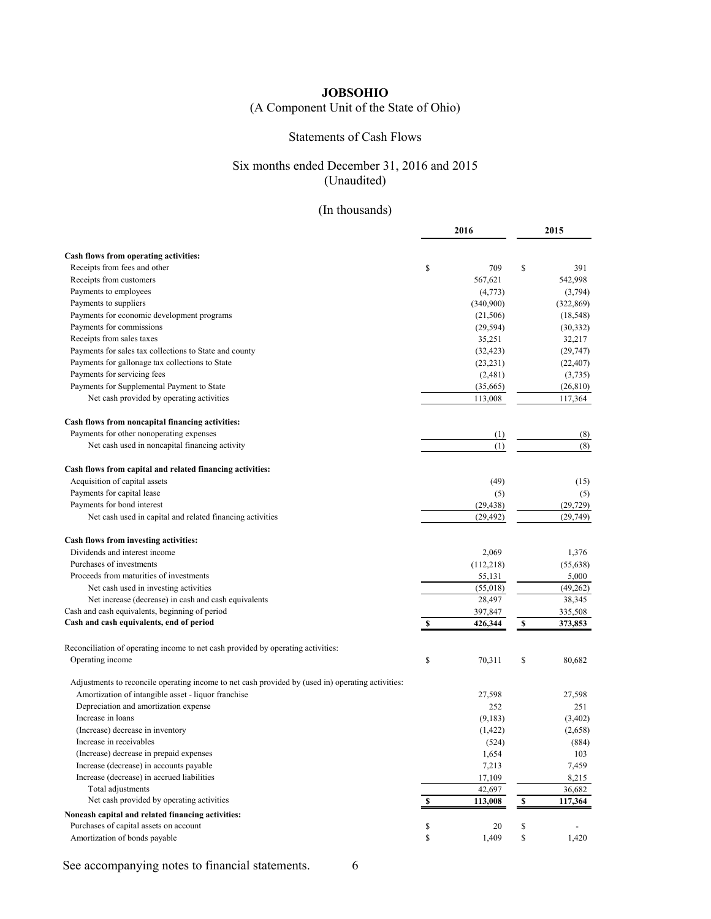**JOBSOHIO**

(A Component Unit of the State of Ohio)

Statements of Cash Flows

Six months ended December 31, 2016 and 2015

(Unaudited)

(In thousands)

| | 2016 | 2015 |
|---|---|---|
| **Cash flows from operating activities:** | | |
| Receipts from fees and other | $ 709 | $ 391 |
| Receipts from customers | 567,621 | 542,998 |
| Payments to employees | (4,773) | (3,794) |
| Payments to suppliers | (340,900) | (322,869) |
| Payments for economic development programs | (21,506) | (18,548) |
| Payments for commissions | (29,594) | (30,332) |
| Receipts from sales taxes | 35,251 | 32,217 |
| Payments for sales tax collections to State and county | (32,423) | (29,747) |
| Payments for gallonage tax collections to State | (23,231) | (22,407) |
| Payments for servicing fees | (2,481) | (3,735) |
| Payments for Supplemental Payment to State | (35,665) | (26,810) |
| Net cash provided by operating activities | 113,008 | 117,364 |
| **Cash flows from noncapital financing activities:** | | |
| Payments for other nonoperating expenses | (1) | (8) |
| Net cash used in noncapital financing activity | (1) | (8) |
| **Cash flows from capital and related financing activities:** | | |
| Acquisition of capital assets | (49) | (15) |
| Payments for capital lease | (5) | (5) |
| Payments for bond interest | (29,438) | (29,729) |
| Net cash used in capital and related financing activities | (29,492) | (29,749) |
| **Cash flows from investing activities:** | | |
| Dividends and interest income | 2,069 | 1,376 |
| Purchases of investments | (112,218) | (55,638) |
| Proceeds from maturities of investments | 55,131 | 5,000 |
| Net cash used in investing activities | (55,018) | (49,262) |
| Net increase (decrease) in cash and cash equivalents | 28,497 | 38,345 |
| Cash and cash equivalents, beginning of period | 397,847 | 335,508 |
| **Cash and cash equivalents, end of period** | **$ 426,344** | **$ 373,853** |
| Reconciliation of operating income to net cash provided by operating activities: | | |
| Operating income | $ 70,311 | $ 80,682 |
| Adjustments to reconcile operating income to net cash provided by (used in) operating activities: | | |
| Amortization of intangible asset - liquor franchise | 27,598 | 27,598 |
| Depreciation and amortization expense | 252 | 251 |
| Increase in loans | (9,183) | (3,402) |
| (Increase) decrease in inventory | (1,422) | (2,658) |
| Increase in receivables | (524) | (884) |
| (Increase) decrease in prepaid expenses | 1,654 | 103 |
| Increase (decrease) in accounts payable | 7,213 | 7,459 |
| Increase (decrease) in accrued liabilities | 17,109 | 8,215 |
| Total adjustments | 42,697 | 36,682 |
| Net cash provided by operating activities | **$ 113,008** | **$ 117,364** |
| **Noncash capital and related financing activities:** | | |
| Purchases of capital assets on account | $ 20 | $ - |
| Amortization of bonds payable | $ 1,409 | $ 1,420 |

See accompanying notes to financial statements.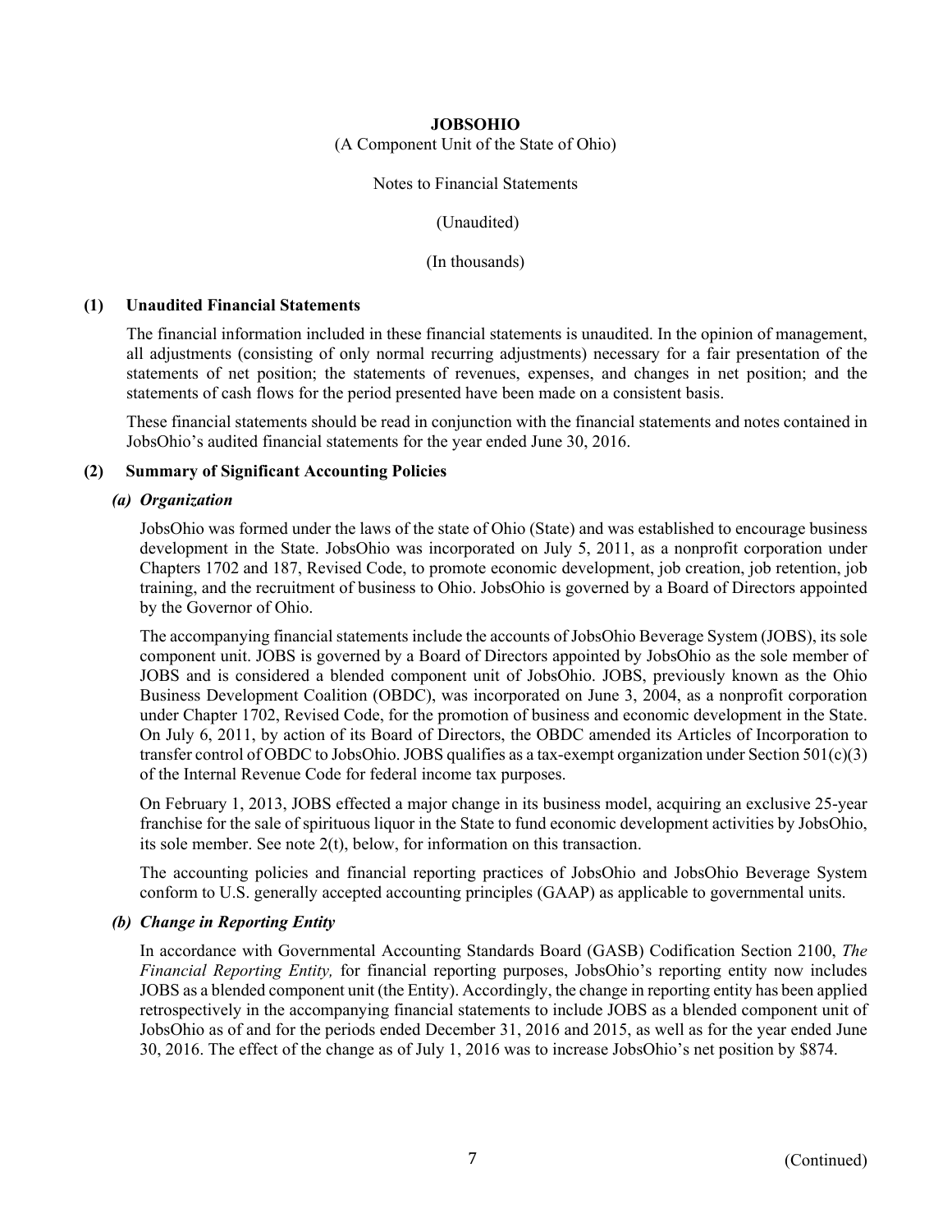**JOBSOHIO**

(A Component Unit of the State of Ohio)

Notes to Financial Statements

(Unaudited)

(In thousands)

## (1) Unaudited Financial Statements

The financial information included in these financial statements is unaudited. In the opinion of management, all adjustments (consisting of only normal recurring adjustments) necessary for a fair presentation of the statements of net position; the statements of revenues, expenses, and changes in net position; and the statements of cash flows for the period presented have been made on a consistent basis.

These financial statements should be read in conjunction with the financial statements and notes contained in JobsOhio's audited financial statements for the year ended June 30, 2016.

## (2) Summary of Significant Accounting Policies

### *(a) Organization*

JobsOhio was formed under the laws of the state of Ohio (State) and was established to encourage business development in the State. JobsOhio was incorporated on July 5, 2011, as a nonprofit corporation under Chapters 1702 and 187, Revised Code, to promote economic development, job creation, job retention, job training, and the recruitment of business to Ohio. JobsOhio is governed by a Board of Directors appointed by the Governor of Ohio.

The accompanying financial statements include the accounts of JobsOhio Beverage System (JOBS), its sole component unit. JOBS is governed by a Board of Directors appointed by JobsOhio as the sole member of JOBS and is considered a blended component unit of JobsOhio. JOBS, previously known as the Ohio Business Development Coalition (OBDC), was incorporated on June 3, 2004, as a nonprofit corporation under Chapter 1702, Revised Code, for the promotion of business and economic development in the State. On July 6, 2011, by action of its Board of Directors, the OBDC amended its Articles of Incorporation to transfer control of OBDC to JobsOhio. JOBS qualifies as a tax-exempt organization under Section 501(c)(3) of the Internal Revenue Code for federal income tax purposes.

On February 1, 2013, JOBS effected a major change in its business model, acquiring an exclusive 25-year franchise for the sale of spirituous liquor in the State to fund economic development activities by JobsOhio, its sole member. See note 2(t), below, for information on this transaction.

The accounting policies and financial reporting practices of JobsOhio and JobsOhio Beverage System conform to U.S. generally accepted accounting principles (GAAP) as applicable to governmental units.

### *(b) Change in Reporting Entity*

In accordance with Governmental Accounting Standards Board (GASB) Codification Section 2100, *The Financial Reporting Entity,* for financial reporting purposes, JobsOhio's reporting entity now includes JOBS as a blended component unit (the Entity). Accordingly, the change in reporting entity has been applied retrospectively in the accompanying financial statements to include JOBS as a blended component unit of JobsOhio as of and for the periods ended December 31, 2016 and 2015, as well as for the year ended June 30, 2016. The effect of the change as of July 1, 2016 was to increase JobsOhio's net position by $874.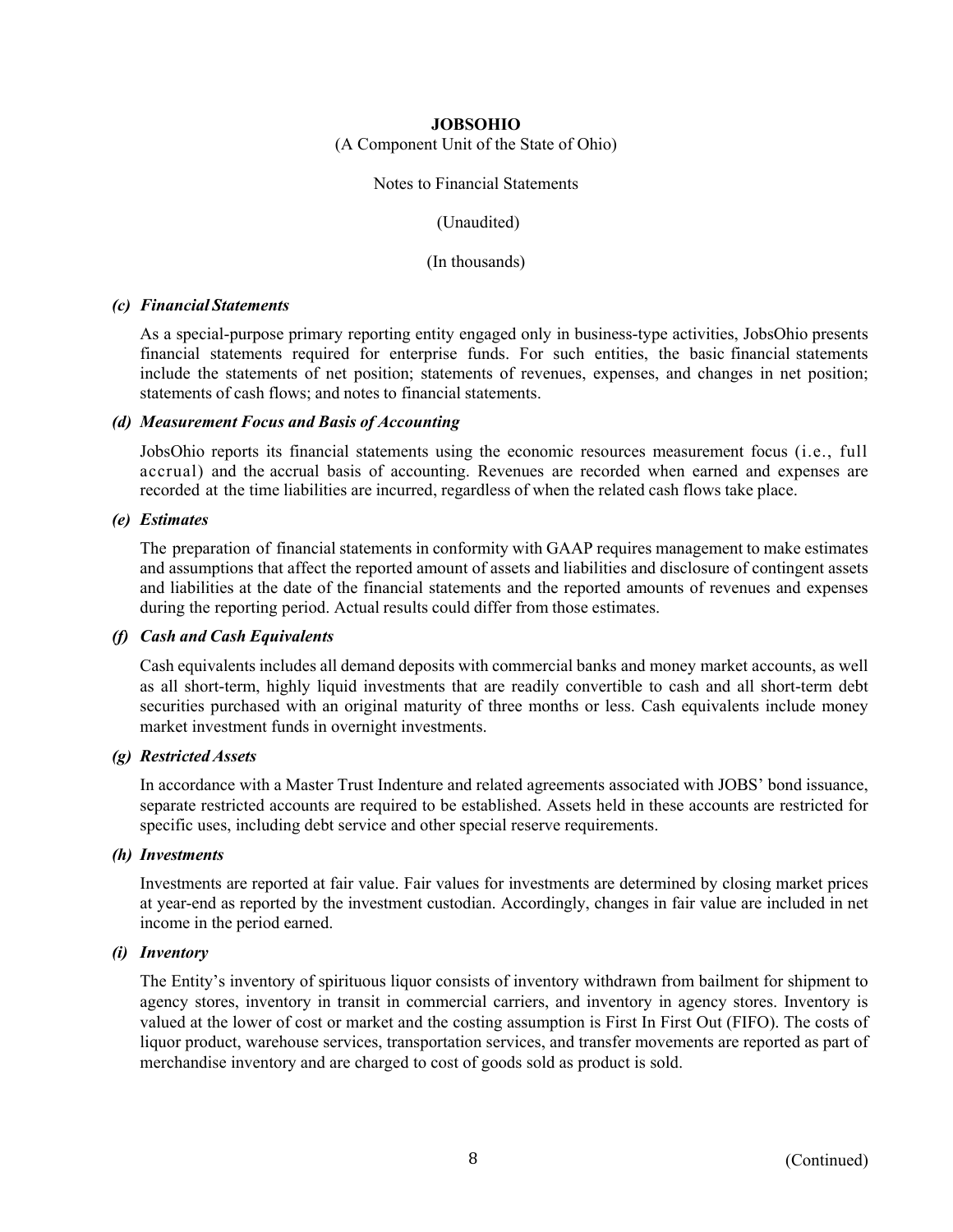**JOBSOHIO**

(A Component Unit of the State of Ohio)

Notes to Financial Statements

(Unaudited)

(In thousands)

***(c) Financial Statements***

As a special-purpose primary reporting entity engaged only in business-type activities, JobsOhio presents financial statements required for enterprise funds. For such entities, the basic financial statements include the statements of net position; statements of revenues, expenses, and changes in net position; statements of cash flows; and notes to financial statements.

***(d) Measurement Focus and Basis of Accounting***

JobsOhio reports its financial statements using the economic resources measurement focus (i.e., full accrual) and the accrual basis of accounting. Revenues are recorded when earned and expenses are recorded at the time liabilities are incurred, regardless of when the related cash flows take place.

***(e) Estimates***

The preparation of financial statements in conformity with GAAP requires management to make estimates and assumptions that affect the reported amount of assets and liabilities and disclosure of contingent assets and liabilities at the date of the financial statements and the reported amounts of revenues and expenses during the reporting period. Actual results could differ from those estimates.

***(f) Cash and Cash Equivalents***

Cash equivalents includes all demand deposits with commercial banks and money market accounts, as well as all short-term, highly liquid investments that are readily convertible to cash and all short-term debt securities purchased with an original maturity of three months or less. Cash equivalents include money market investment funds in overnight investments.

***(g) Restricted Assets***

In accordance with a Master Trust Indenture and related agreements associated with JOBS' bond issuance, separate restricted accounts are required to be established. Assets held in these accounts are restricted for specific uses, including debt service and other special reserve requirements.

***(h) Investments***

Investments are reported at fair value. Fair values for investments are determined by closing market prices at year-end as reported by the investment custodian. Accordingly, changes in fair value are included in net income in the period earned.

***(i) Inventory***

The Entity's inventory of spirituous liquor consists of inventory withdrawn from bailment for shipment to agency stores, inventory in transit in commercial carriers, and inventory in agency stores. Inventory is valued at the lower of cost or market and the costing assumption is First In First Out (FIFO). The costs of liquor product, warehouse services, transportation services, and transfer movements are reported as part of merchandise inventory and are charged to cost of goods sold as product is sold.

(Continued)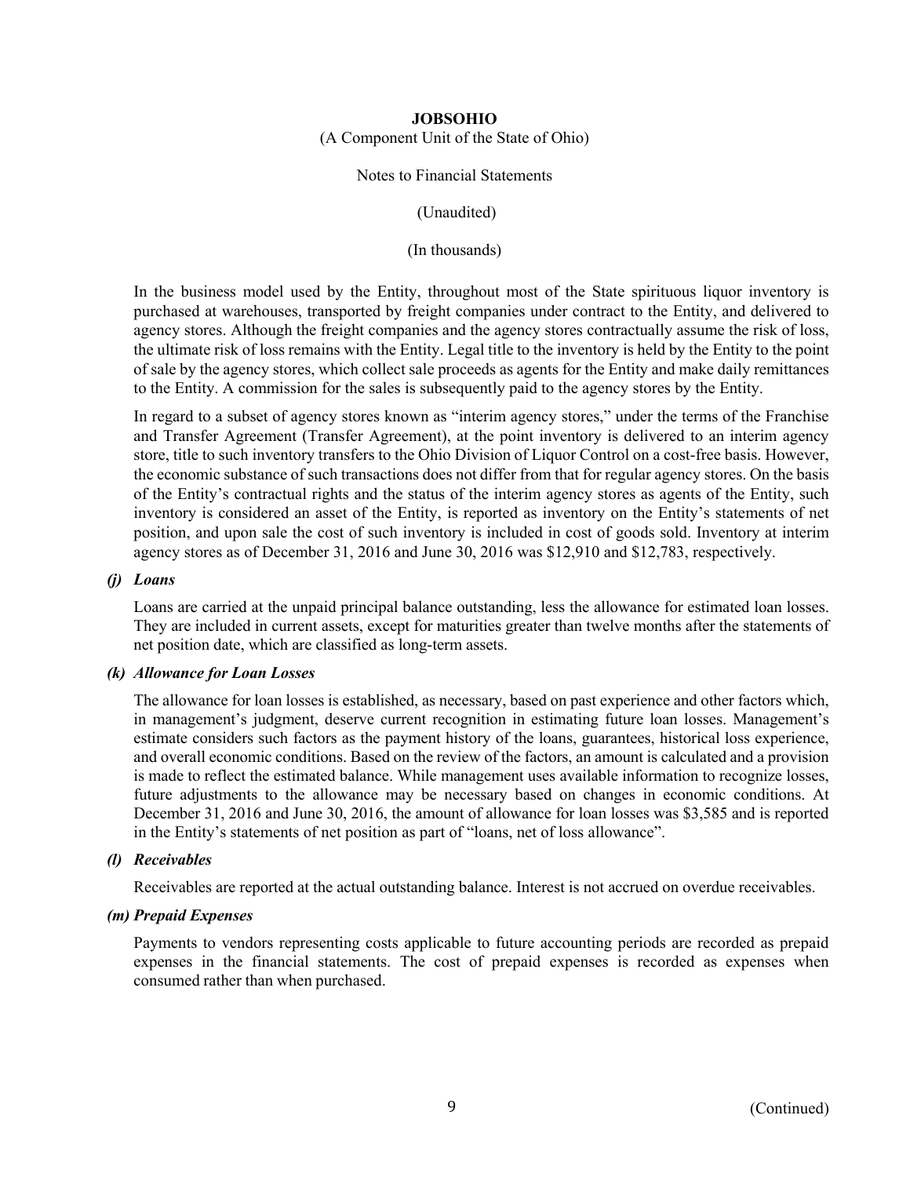In the business model used by the Entity, throughout most of the State spirituous liquor inventory is purchased at warehouses, transported by freight companies under contract to the Entity, and delivered to agency stores. Although the freight companies and the agency stores contractually assume the risk of loss, the ultimate risk of loss remains with the Entity. Legal title to the inventory is held by the Entity to the point of sale by the agency stores, which collect sale proceeds as agents for the Entity and make daily remittances to the Entity. A commission for the sales is subsequently paid to the agency stores by the Entity.

In regard to a subset of agency stores known as "interim agency stores," under the terms of the Franchise and Transfer Agreement (Transfer Agreement), at the point inventory is delivered to an interim agency store, title to such inventory transfers to the Ohio Division of Liquor Control on a cost-free basis. However, the economic substance of such transactions does not differ from that for regular agency stores. On the basis of the Entity's contractual rights and the status of the interim agency stores as agents of the Entity, such inventory is considered an asset of the Entity, is reported as inventory on the Entity's statements of net position, and upon sale the cost of such inventory is included in cost of goods sold. Inventory at interim agency stores as of December 31, 2016 and June 30, 2016 was $12,910 and $12,783, respectively.

***(j) Loans***

Loans are carried at the unpaid principal balance outstanding, less the allowance for estimated loan losses. They are included in current assets, except for maturities greater than twelve months after the statements of net position date, which are classified as long-term assets.

***(k) Allowance for Loan Losses***

The allowance for loan losses is established, as necessary, based on past experience and other factors which, in management's judgment, deserve current recognition in estimating future loan losses. Management's estimate considers such factors as the payment history of the loans, guarantees, historical loss experience, and overall economic conditions. Based on the review of the factors, an amount is calculated and a provision is made to reflect the estimated balance. While management uses available information to recognize losses, future adjustments to the allowance may be necessary based on changes in economic conditions. At December 31, 2016 and June 30, 2016, the amount of allowance for loan losses was $3,585 and is reported in the Entity's statements of net position as part of "loans, net of loss allowance".

***(l) Receivables***

Receivables are reported at the actual outstanding balance. Interest is not accrued on overdue receivables.

***(m) Prepaid Expenses***

Payments to vendors representing costs applicable to future accounting periods are recorded as prepaid expenses in the financial statements. The cost of prepaid expenses is recorded as expenses when consumed rather than when purchased.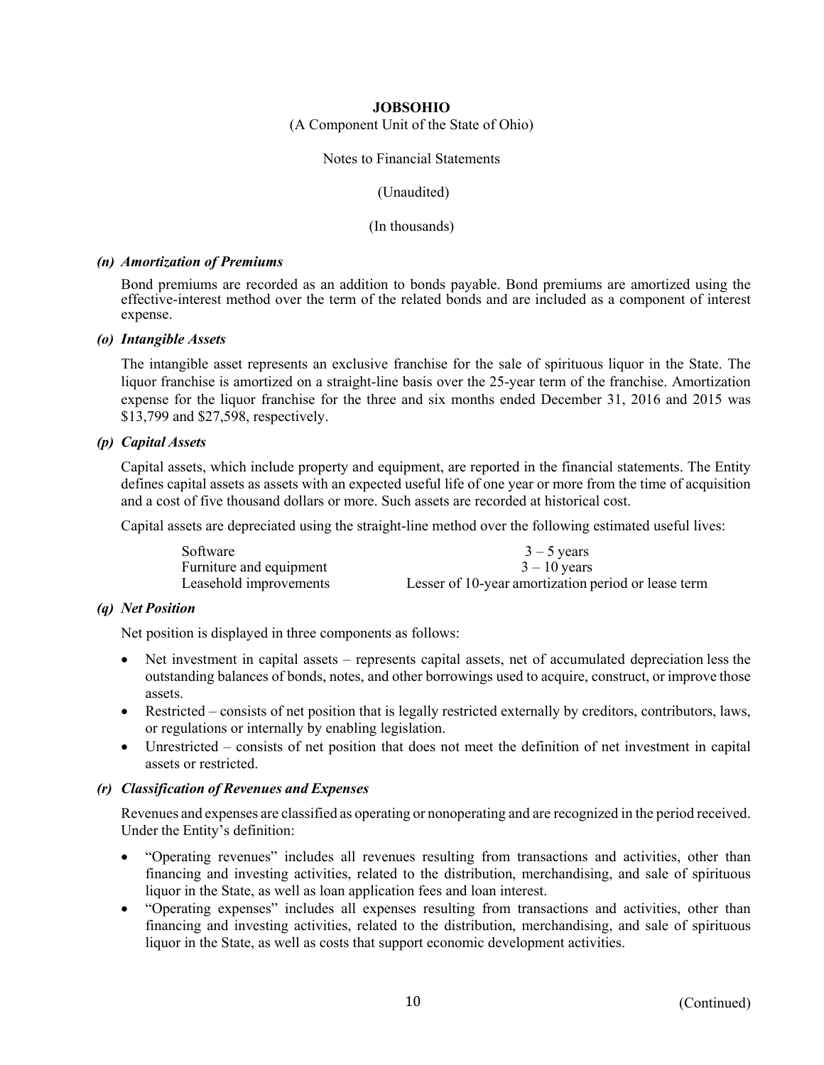**JOBSOHIO**

(A Component Unit of the State of Ohio)

Notes to Financial Statements

(Unaudited)

(In thousands)

***(n) Amortization of Premiums***

Bond premiums are recorded as an addition to bonds payable. Bond premiums are amortized using the effective-interest method over the term of the related bonds and are included as a component of interest expense.

***(o) Intangible Assets***

The intangible asset represents an exclusive franchise for the sale of spirituous liquor in the State. The liquor franchise is amortized on a straight-line basis over the 25-year term of the franchise. Amortization expense for the liquor franchise for the three and six months ended December 31, 2016 and 2015 was $13,799 and $27,598, respectively.

***(p) Capital Assets***

Capital assets, which include property and equipment, are reported in the financial statements. The Entity defines capital assets as assets with an expected useful life of one year or more from the time of acquisition and a cost of five thousand dollars or more. Such assets are recorded at historical cost.

Capital assets are depreciated using the straight-line method over the following estimated useful lives:

| | |
|---|---|
| Software | 3 – 5 years |
| Furniture and equipment | 3 – 10 years |
| Leasehold improvements | Lesser of 10-year amortization period or lease term |

***(q) Net Position***

Net position is displayed in three components as follows:

- Net investment in capital assets – represents capital assets, net of accumulated depreciation less the outstanding balances of bonds, notes, and other borrowings used to acquire, construct, or improve those assets.
- Restricted – consists of net position that is legally restricted externally by creditors, contributors, laws, or regulations or internally by enabling legislation.
- Unrestricted – consists of net position that does not meet the definition of net investment in capital assets or restricted.

***(r) Classification of Revenues and Expenses***

Revenues and expenses are classified as operating or nonoperating and are recognized in the period received. Under the Entity's definition:

- "Operating revenues" includes all revenues resulting from transactions and activities, other than financing and investing activities, related to the distribution, merchandising, and sale of spirituous liquor in the State, as well as loan application fees and loan interest.
- "Operating expenses" includes all expenses resulting from transactions and activities, other than financing and investing activities, related to the distribution, merchandising, and sale of spirituous liquor in the State, as well as costs that support economic development activities.

(Continued)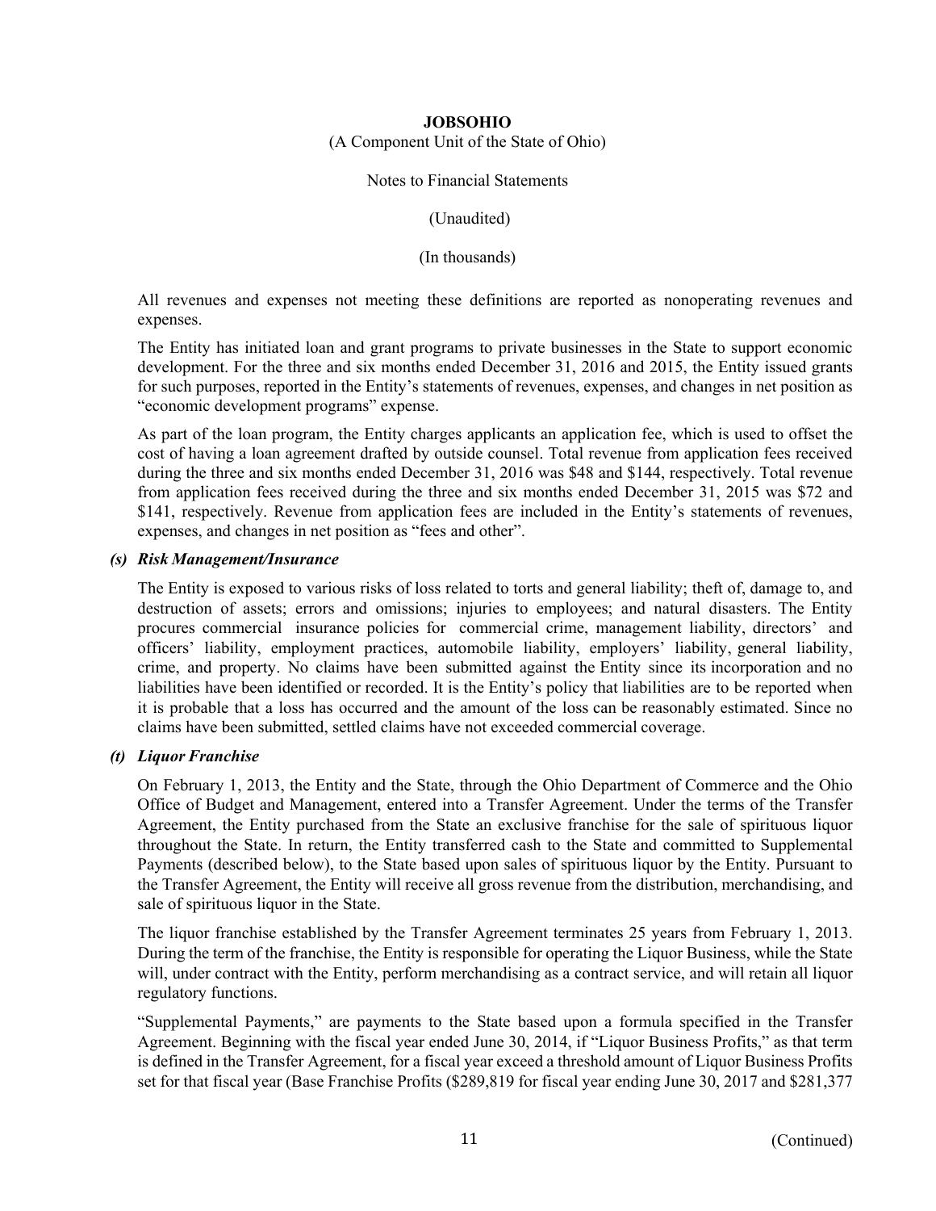All revenues and expenses not meeting these definitions are reported as nonoperating revenues and expenses.

The Entity has initiated loan and grant programs to private businesses in the State to support economic development. For the three and six months ended December 31, 2016 and 2015, the Entity issued grants for such purposes, reported in the Entity's statements of revenues, expenses, and changes in net position as "economic development programs" expense.

As part of the loan program, the Entity charges applicants an application fee, which is used to offset the cost of having a loan agreement drafted by outside counsel. Total revenue from application fees received during the three and six months ended December 31, 2016 was $48 and $144, respectively. Total revenue from application fees received during the three and six months ended December 31, 2015 was $72 and $141, respectively. Revenue from application fees are included in the Entity's statements of revenues, expenses, and changes in net position as "fees and other".

***(s) Risk Management/Insurance***

The Entity is exposed to various risks of loss related to torts and general liability; theft of, damage to, and destruction of assets; errors and omissions; injuries to employees; and natural disasters. The Entity procures commercial insurance policies for commercial crime, management liability, directors' and officers' liability, employment practices, automobile liability, employers' liability, general liability, crime, and property. No claims have been submitted against the Entity since its incorporation and no liabilities have been identified or recorded. It is the Entity's policy that liabilities are to be reported when it is probable that a loss has occurred and the amount of the loss can be reasonably estimated. Since no claims have been submitted, settled claims have not exceeded commercial coverage.

***(t) Liquor Franchise***

On February 1, 2013, the Entity and the State, through the Ohio Department of Commerce and the Ohio Office of Budget and Management, entered into a Transfer Agreement. Under the terms of the Transfer Agreement, the Entity purchased from the State an exclusive franchise for the sale of spirituous liquor throughout the State. In return, the Entity transferred cash to the State and committed to Supplemental Payments (described below), to the State based upon sales of spirituous liquor by the Entity. Pursuant to the Transfer Agreement, the Entity will receive all gross revenue from the distribution, merchandising, and sale of spirituous liquor in the State.

The liquor franchise established by the Transfer Agreement terminates 25 years from February 1, 2013. During the term of the franchise, the Entity is responsible for operating the Liquor Business, while the State will, under contract with the Entity, perform merchandising as a contract service, and will retain all liquor regulatory functions.

"Supplemental Payments," are payments to the State based upon a formula specified in the Transfer Agreement. Beginning with the fiscal year ended June 30, 2014, if "Liquor Business Profits," as that term is defined in the Transfer Agreement, for a fiscal year exceed a threshold amount of Liquor Business Profits set for that fiscal year (Base Franchise Profits ($289,819 for fiscal year ending June 30, 2017 and $281,377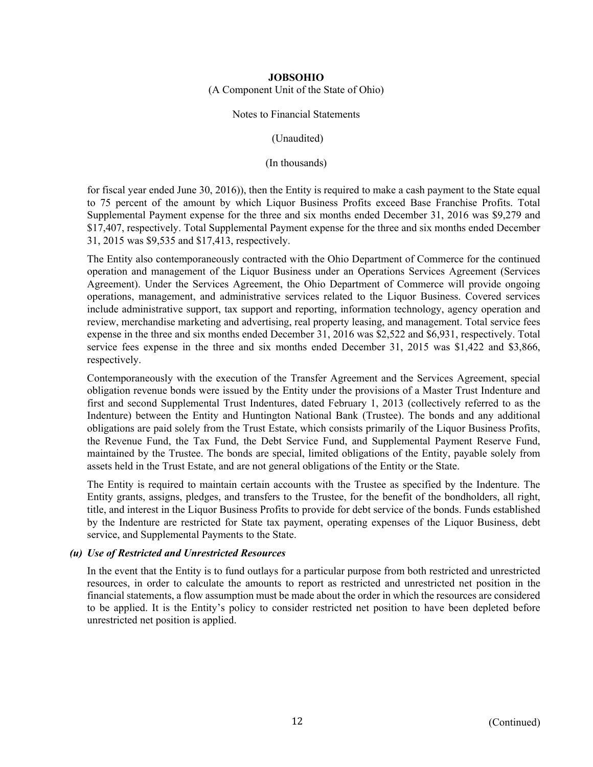for fiscal year ended June 30, 2016)), then the Entity is required to make a cash payment to the State equal to 75 percent of the amount by which Liquor Business Profits exceed Base Franchise Profits. Total Supplemental Payment expense for the three and six months ended December 31, 2016 was $9,279 and $17,407, respectively. Total Supplemental Payment expense for the three and six months ended December 31, 2015 was $9,535 and $17,413, respectively.

The Entity also contemporaneously contracted with the Ohio Department of Commerce for the continued operation and management of the Liquor Business under an Operations Services Agreement (Services Agreement). Under the Services Agreement, the Ohio Department of Commerce will provide ongoing operations, management, and administrative services related to the Liquor Business. Covered services include administrative support, tax support and reporting, information technology, agency operation and review, merchandise marketing and advertising, real property leasing, and management. Total service fees expense in the three and six months ended December 31, 2016 was $2,522 and $6,931, respectively. Total service fees expense in the three and six months ended December 31, 2015 was $1,422 and $3,866, respectively.

Contemporaneously with the execution of the Transfer Agreement and the Services Agreement, special obligation revenue bonds were issued by the Entity under the provisions of a Master Trust Indenture and first and second Supplemental Trust Indentures, dated February 1, 2013 (collectively referred to as the Indenture) between the Entity and Huntington National Bank (Trustee). The bonds and any additional obligations are paid solely from the Trust Estate, which consists primarily of the Liquor Business Profits, the Revenue Fund, the Tax Fund, the Debt Service Fund, and Supplemental Payment Reserve Fund, maintained by the Trustee. The bonds are special, limited obligations of the Entity, payable solely from assets held in the Trust Estate, and are not general obligations of the Entity or the State.

The Entity is required to maintain certain accounts with the Trustee as specified by the Indenture. The Entity grants, assigns, pledges, and transfers to the Trustee, for the benefit of the bondholders, all right, title, and interest in the Liquor Business Profits to provide for debt service of the bonds. Funds established by the Indenture are restricted for State tax payment, operating expenses of the Liquor Business, debt service, and Supplemental Payments to the State.

***(u) Use of Restricted and Unrestricted Resources***

In the event that the Entity is to fund outlays for a particular purpose from both restricted and unrestricted resources, in order to calculate the amounts to report as restricted and unrestricted net position in the financial statements, a flow assumption must be made about the order in which the resources are considered to be applied. It is the Entity's policy to consider restricted net position to have been depleted before unrestricted net position is applied.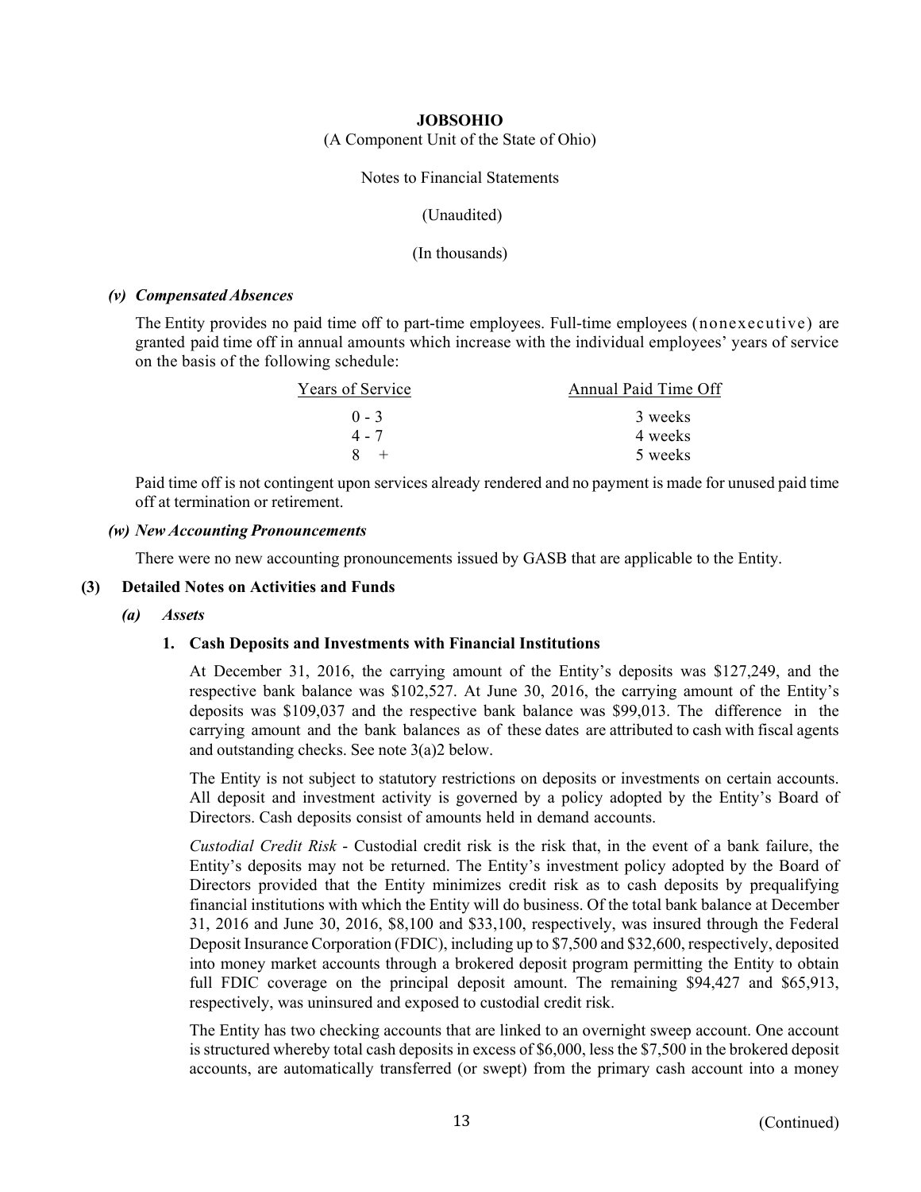**JOBSOHIO**

(A Component Unit of the State of Ohio)

Notes to Financial Statements

(Unaudited)

(In thousands)

***(v) Compensated Absences***

The Entity provides no paid time off to part-time employees. Full-time employees (nonexecutive) are granted paid time off in annual amounts which increase with the individual employees' years of service on the basis of the following schedule:

| Years of Service | Annual Paid Time Off |
|---|---|
| 0 - 3 | 3 weeks |
| 4 - 7 | 4 weeks |
| 8 + | 5 weeks |

Paid time off is not contingent upon services already rendered and no payment is made for unused paid time off at termination or retirement.

***(w) New Accounting Pronouncements***

There were no new accounting pronouncements issued by GASB that are applicable to the Entity.

## (3) Detailed Notes on Activities and Funds

***(a) Assets***

**1. Cash Deposits and Investments with Financial Institutions**

At December 31, 2016, the carrying amount of the Entity's deposits was $127,249, and the respective bank balance was $102,527. At June 30, 2016, the carrying amount of the Entity's deposits was $109,037 and the respective bank balance was $99,013. The difference in the carrying amount and the bank balances as of these dates are attributed to cash with fiscal agents and outstanding checks. See note 3(a)2 below.

The Entity is not subject to statutory restrictions on deposits or investments on certain accounts. All deposit and investment activity is governed by a policy adopted by the Entity's Board of Directors. Cash deposits consist of amounts held in demand accounts.

*Custodial Credit Risk* - Custodial credit risk is the risk that, in the event of a bank failure, the Entity's deposits may not be returned. The Entity's investment policy adopted by the Board of Directors provided that the Entity minimizes credit risk as to cash deposits by prequalifying financial institutions with which the Entity will do business. Of the total bank balance at December 31, 2016 and June 30, 2016, $8,100 and $33,100, respectively, was insured through the Federal Deposit Insurance Corporation (FDIC), including up to $7,500 and $32,600, respectively, deposited into money market accounts through a brokered deposit program permitting the Entity to obtain full FDIC coverage on the principal deposit amount. The remaining $94,427 and $65,913, respectively, was uninsured and exposed to custodial credit risk.

The Entity has two checking accounts that are linked to an overnight sweep account. One account is structured whereby total cash deposits in excess of $6,000, less the $7,500 in the brokered deposit accounts, are automatically transferred (or swept) from the primary cash account into a money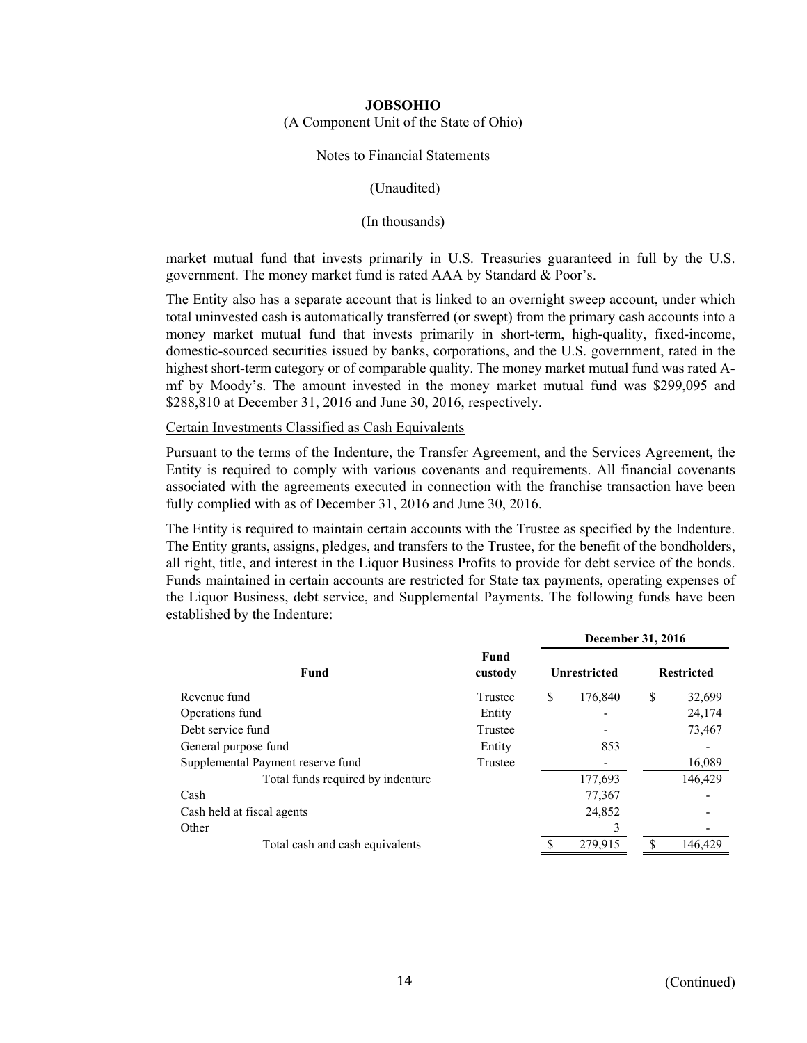market mutual fund that invests primarily in U.S. Treasuries guaranteed in full by the U.S. government. The money market fund is rated AAA by Standard & Poor's.

The Entity also has a separate account that is linked to an overnight sweep account, under which total uninvested cash is automatically transferred (or swept) from the primary cash accounts into a money market mutual fund that invests primarily in short-term, high-quality, fixed-income, domestic-sourced securities issued by banks, corporations, and the U.S. government, rated in the highest short-term category or of comparable quality. The money market mutual fund was rated A-mf by Moody's. The amount invested in the money market mutual fund was $299,095 and $288,810 at December 31, 2016 and June 30, 2016, respectively.

Certain Investments Classified as Cash Equivalents

Pursuant to the terms of the Indenture, the Transfer Agreement, and the Services Agreement, the Entity is required to comply with various covenants and requirements. All financial covenants associated with the agreements executed in connection with the franchise transaction have been fully complied with as of December 31, 2016 and June 30, 2016.

The Entity is required to maintain certain accounts with the Trustee as specified by the Indenture. The Entity grants, assigns, pledges, and transfers to the Trustee, for the benefit of the bondholders, all right, title, and interest in the Liquor Business Profits to provide for debt service of the bonds. Funds maintained in certain accounts are restricted for State tax payments, operating expenses of the Liquor Business, debt service, and Supplemental Payments. The following funds have been established by the Indenture:

| | | December 31, 2016 | |
|---|---|---|---|
| **Fund** | **Fund custody** | **Unrestricted** | **Restricted** |
| Revenue fund | Trustee | $ 176,840 | $ 32,699 |
| Operations fund | Entity | - | 24,174 |
| Debt service fund | Trustee | - | 73,467 |
| General purpose fund | Entity | 853 | - |
| Supplemental Payment reserve fund | Trustee | - | 16,089 |
| Total funds required by indenture | | 177,693 | 146,429 |
| Cash | | 77,367 | - |
| Cash held at fiscal agents | | 24,852 | - |
| Other | | 3 | - |
| Total cash and cash equivalents | | $ 279,915 | $ 146,429 |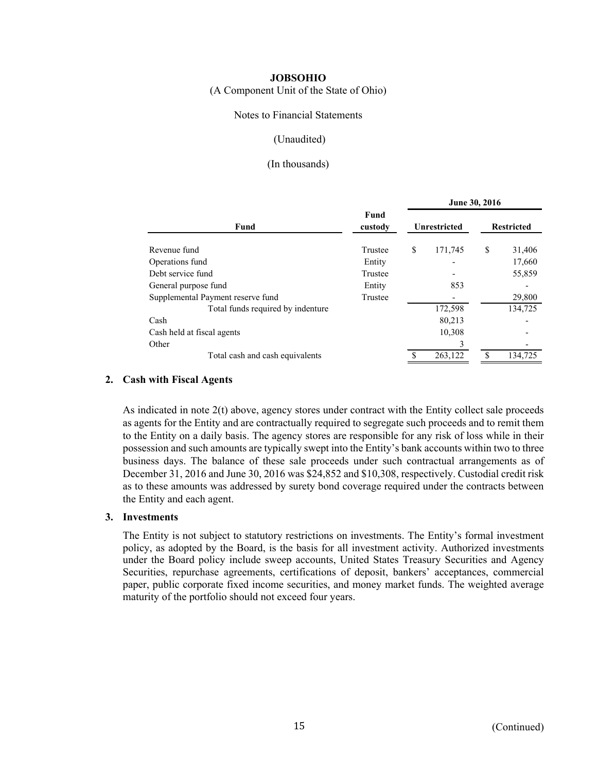**JOBSOHIO**

(A Component Unit of the State of Ohio)

Notes to Financial Statements

(Unaudited)

(In thousands)

| Fund | Fund custody | June 30, 2016 | |
|---|---|---|---|
| | | Unrestricted | Restricted |
| Revenue fund | Trustee | $ 171,745 | $ 31,406 |
| Operations fund | Entity | - | 17,660 |
| Debt service fund | Trustee | - | 55,859 |
| General purpose fund | Entity | 853 | - |
| Supplemental Payment reserve fund | Trustee | - | 29,800 |
| Total funds required by indenture | | 172,598 | 134,725 |
| Cash | | 80,213 | - |
| Cash held at fiscal agents | | 10,308 | - |
| Other | | 3 | - |
| Total cash and cash equivalents | | $ 263,122 | $ 134,725 |

## 2. Cash with Fiscal Agents

As indicated in note 2(t) above, agency stores under contract with the Entity collect sale proceeds as agents for the Entity and are contractually required to segregate such proceeds and to remit them to the Entity on a daily basis. The agency stores are responsible for any risk of loss while in their possession and such amounts are typically swept into the Entity's bank accounts within two to three business days. The balance of these sale proceeds under such contractual arrangements as of December 31, 2016 and June 30, 2016 was $24,852 and $10,308, respectively. Custodial credit risk as to these amounts was addressed by surety bond coverage required under the contracts between the Entity and each agent.

## 3. Investments

The Entity is not subject to statutory restrictions on investments. The Entity's formal investment policy, as adopted by the Board, is the basis for all investment activity. Authorized investments under the Board policy include sweep accounts, United States Treasury Securities and Agency Securities, repurchase agreements, certifications of deposit, bankers' acceptances, commercial paper, public corporate fixed income securities, and money market funds. The weighted average maturity of the portfolio should not exceed four years.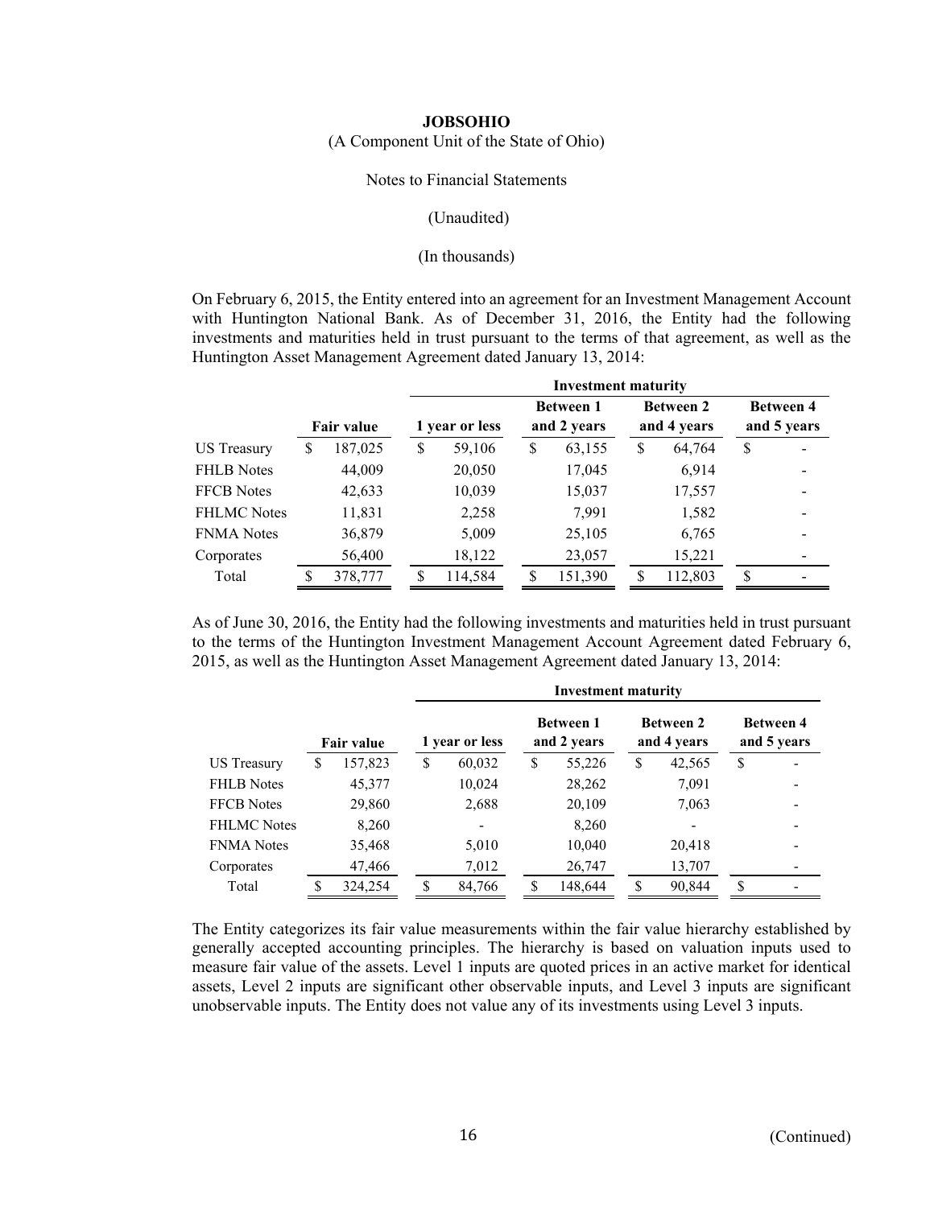**JOBSOHIO**

(A Component Unit of the State of Ohio)

Notes to Financial Statements

(Unaudited)

(In thousands)

On February 6, 2015, the Entity entered into an agreement for an Investment Management Account with Huntington National Bank. As of December 31, 2016, the Entity had the following investments and maturities held in trust pursuant to the terms of that agreement, as well as the Huntington Asset Management Agreement dated January 13, 2014:

| | | Investment maturity | | | |
|---|---|---|---|---|---|
| | Fair value | 1 year or less | Between 1 and 2 years | Between 2 and 4 years | Between 4 and 5 years |
| US Treasury | $ 187,025 | $ 59,106 | $ 63,155 | $ 64,764 | $ - |
| FHLB Notes | 44,009 | 20,050 | 17,045 | 6,914 | - |
| FFCB Notes | 42,633 | 10,039 | 15,037 | 17,557 | - |
| FHLMC Notes | 11,831 | 2,258 | 7,991 | 1,582 | - |
| FNMA Notes | 36,879 | 5,009 | 25,105 | 6,765 | - |
| Corporates | 56,400 | 18,122 | 23,057 | 15,221 | - |
| Total | $ 378,777 | $ 114,584 | $ 151,390 | $ 112,803 | $ - |

As of June 30, 2016, the Entity had the following investments and maturities held in trust pursuant to the terms of the Huntington Investment Management Account Agreement dated February 6, 2015, as well as the Huntington Asset Management Agreement dated January 13, 2014:

| | | Investment maturity | | | |
|---|---|---|---|---|---|
| | Fair value | 1 year or less | Between 1 and 2 years | Between 2 and 4 years | Between 4 and 5 years |
| US Treasury | $ 157,823 | $ 60,032 | $ 55,226 | $ 42,565 | $ - |
| FHLB Notes | 45,377 | 10,024 | 28,262 | 7,091 | - |
| FFCB Notes | 29,860 | 2,688 | 20,109 | 7,063 | - |
| FHLMC Notes | 8,260 | - | 8,260 | - | - |
| FNMA Notes | 35,468 | 5,010 | 10,040 | 20,418 | - |
| Corporates | 47,466 | 7,012 | 26,747 | 13,707 | - |
| Total | $ 324,254 | $ 84,766 | $ 148,644 | $ 90,844 | $ - |

The Entity categorizes its fair value measurements within the fair value hierarchy established by generally accepted accounting principles. The hierarchy is based on valuation inputs used to measure fair value of the assets. Level 1 inputs are quoted prices in an active market for identical assets, Level 2 inputs are significant other observable inputs, and Level 3 inputs are significant unobservable inputs. The Entity does not value any of its investments using Level 3 inputs.

(Continued)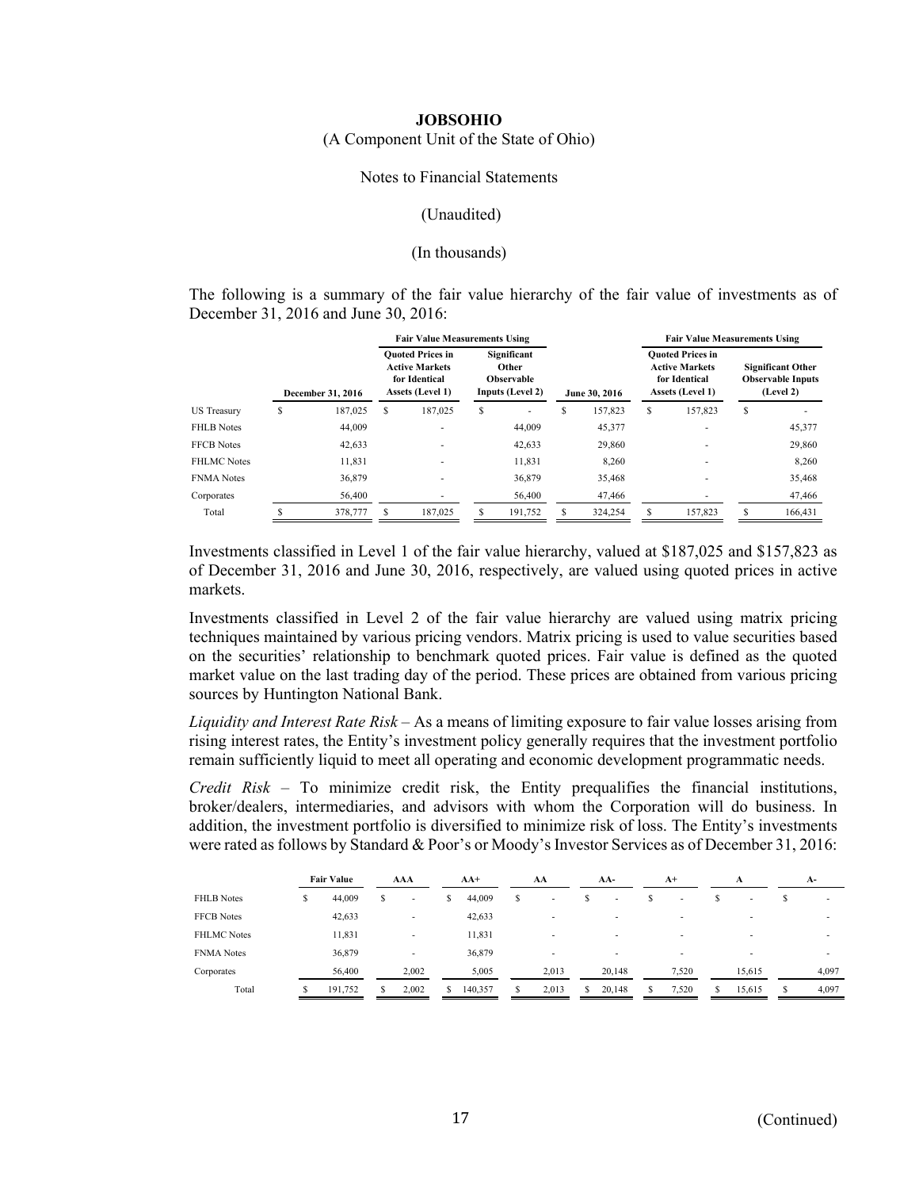**JOBSOHIO**

(A Component Unit of the State of Ohio)

Notes to Financial Statements

(Unaudited)

(In thousands)

The following is a summary of the fair value hierarchy of the fair value of investments as of December 31, 2016 and June 30, 2016:

| | | Fair Value Measurements Using | | | Fair Value Measurements Using | |
|---|---|---|---|---|---|---|
| | December 31, 2016 | Quoted Prices in Active Markets for Identical Assets (Level 1) | Significant Other Observable Inputs (Level 2) | June 30, 2016 | Quoted Prices in Active Markets for Identical Assets (Level 1) | Significant Other Observable Inputs (Level 2) |
| US Treasury | $ 187,025 | $ 187,025 | $ - | $ 157,823 | $ 157,823 | $ - |
| FHLB Notes | 44,009 | - | 44,009 | 45,377 | - | 45,377 |
| FFCB Notes | 42,633 | - | 42,633 | 29,860 | - | 29,860 |
| FHLMC Notes | 11,831 | - | 11,831 | 8,260 | - | 8,260 |
| FNMA Notes | 36,879 | - | 36,879 | 35,468 | - | 35,468 |
| Corporates | 56,400 | - | 56,400 | 47,466 | - | 47,466 |
| Total | $ 378,777 | $ 187,025 | $ 191,752 | $ 324,254 | $ 157,823 | $ 166,431 |

Investments classified in Level 1 of the fair value hierarchy, valued at $187,025 and $157,823 as of December 31, 2016 and June 30, 2016, respectively, are valued using quoted prices in active markets.

Investments classified in Level 2 of the fair value hierarchy are valued using matrix pricing techniques maintained by various pricing vendors. Matrix pricing is used to value securities based on the securities' relationship to benchmark quoted prices. Fair value is defined as the quoted market value on the last trading day of the period. These prices are obtained from various pricing sources by Huntington National Bank.

*Liquidity and Interest Rate Risk* – As a means of limiting exposure to fair value losses arising from rising interest rates, the Entity's investment policy generally requires that the investment portfolio remain sufficiently liquid to meet all operating and economic development programmatic needs.

*Credit Risk* – To minimize credit risk, the Entity prequalifies the financial institutions, broker/dealers, intermediaries, and advisors with whom the Corporation will do business. In addition, the investment portfolio is diversified to minimize risk of loss. The Entity's investments were rated as follows by Standard & Poor's or Moody's Investor Services as of December 31, 2016:

| | Fair Value | AAA | AA+ | AA | AA- | A+ | A | A- |
|---|---|---|---|---|---|---|---|---|
| FHLB Notes | $ 44,009 | $ - | $ 44,009 | $ - | $ - | $ - | $ - | $ - |
| FFCB Notes | 42,633 | - | 42,633 | - | - | - | - | - |
| FHLMC Notes | 11,831 | - | 11,831 | - | - | - | - | - |
| FNMA Notes | 36,879 | - | 36,879 | - | - | - | - | - |
| Corporates | 56,400 | 2,002 | 5,005 | 2,013 | 20,148 | 7,520 | 15,615 | 4,097 |
| Total | $ 191,752 | $ 2,002 | $ 140,357 | $ 2,013 | $ 20,148 | $ 7,520 | $ 15,615 | $ 4,097 |

(Continued)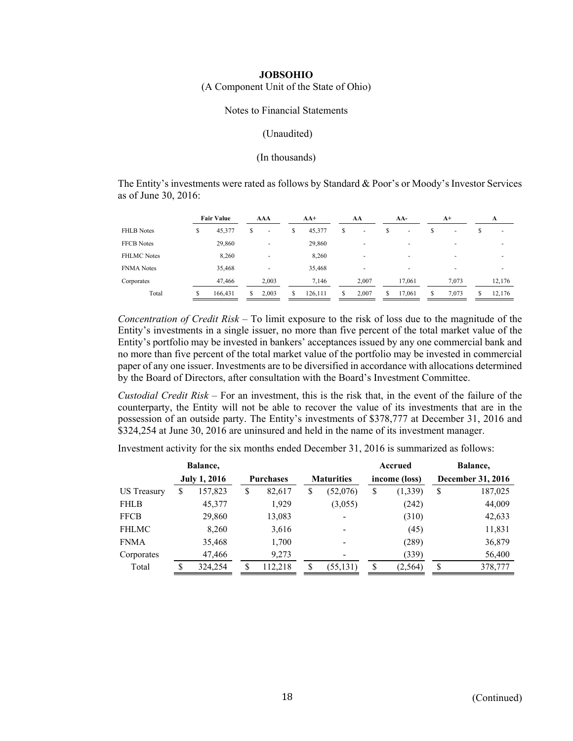**JOBSOHIO**

(A Component Unit of the State of Ohio)

Notes to Financial Statements

(Unaudited)

(In thousands)

The Entity's investments were rated as follows by Standard & Poor's or Moody's Investor Services as of June 30, 2016:

| | Fair Value | AAA | AA+ | AA | AA- | A+ | A |
|---|---|---|---|---|---|---|---|
| FHLB Notes | $ 45,377 | $ - | $ 45,377 | $ - | $ - | $ - | $ - |
| FFCB Notes | 29,860 | - | 29,860 | - | - | - | - |
| FHLMC Notes | 8,260 | - | 8,260 | - | - | - | - |
| FNMA Notes | 35,468 | - | 35,468 | - | - | - | - |
| Corporates | 47,466 | 2,003 | 7,146 | 2,007 | 17,061 | 7,073 | 12,176 |
| Total | $ 166,431 | $ 2,003 | $ 126,111 | $ 2,007 | $ 17,061 | $ 7,073 | $ 12,176 |

*Concentration of Credit Risk* – To limit exposure to the risk of loss due to the magnitude of the Entity's investments in a single issuer, no more than five percent of the total market value of the Entity's portfolio may be invested in bankers' acceptances issued by any one commercial bank and no more than five percent of the total market value of the portfolio may be invested in commercial paper of any one issuer. Investments are to be diversified in accordance with allocations determined by the Board of Directors, after consultation with the Board's Investment Committee.

*Custodial Credit Risk* – For an investment, this is the risk that, in the event of the failure of the counterparty, the Entity will not be able to recover the value of its investments that are in the possession of an outside party. The Entity's investments of $378,777 at December 31, 2016 and $324,254 at June 30, 2016 are uninsured and held in the name of its investment manager.

Investment activity for the six months ended December 31, 2016 is summarized as follows:

| | Balance, July 1, 2016 | Purchases | Maturities | Accrued income (loss) | Balance, December 31, 2016 |
|---|---|---|---|---|---|
| US Treasury | $ 157,823 | $ 82,617 | $ (52,076) | $ (1,339) | $ 187,025 |
| FHLB | 45,377 | 1,929 | (3,055) | (242) | 44,009 |
| FFCB | 29,860 | 13,083 | - | (310) | 42,633 |
| FHLMC | 8,260 | 3,616 | - | (45) | 11,831 |
| FNMA | 35,468 | 1,700 | - | (289) | 36,879 |
| Corporates | 47,466 | 9,273 | - | (339) | 56,400 |
| Total | $ 324,254 | $ 112,218 | $ (55,131) | $ (2,564) | $ 378,777 |

(Continued)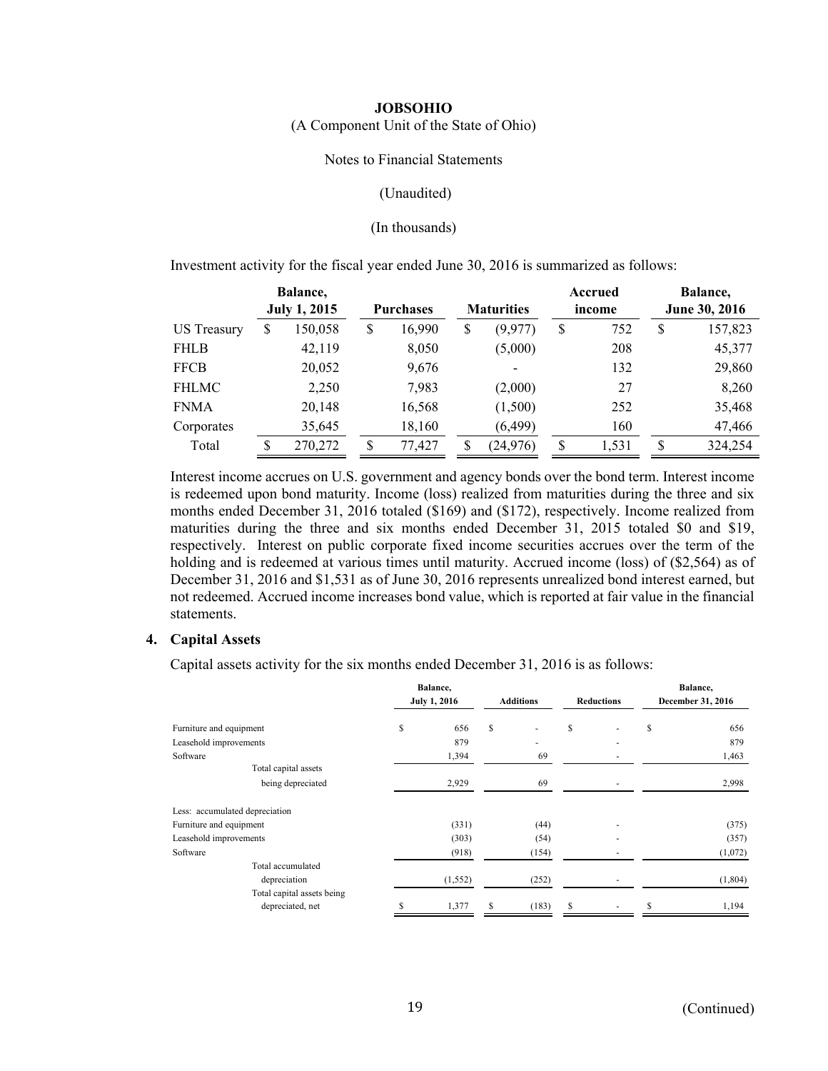**JOBSOHIO**
(A Component Unit of the State of Ohio)

Notes to Financial Statements

(Unaudited)

(In thousands)

Investment activity for the fiscal year ended June 30, 2016 is summarized as follows:

| | Balance, July 1, 2015 | Purchases | Maturities | Accrued income | Balance, June 30, 2016 |
|---|---|---|---|---|---|
| US Treasury | $ 150,058 | $ 16,990 | $ (9,977) | $ 752 | $ 157,823 |
| FHLB | 42,119 | 8,050 | (5,000) | 208 | 45,377 |
| FFCB | 20,052 | 9,676 | - | 132 | 29,860 |
| FHLMC | 2,250 | 7,983 | (2,000) | 27 | 8,260 |
| FNMA | 20,148 | 16,568 | (1,500) | 252 | 35,468 |
| Corporates | 35,645 | 18,160 | (6,499) | 160 | 47,466 |
| Total | $ 270,272 | $ 77,427 | $ (24,976) | $ 1,531 | $ 324,254 |

Interest income accrues on U.S. government and agency bonds over the bond term. Interest income is redeemed upon bond maturity. Income (loss) realized from maturities during the three and six months ended December 31, 2016 totaled ($169) and ($172), respectively. Income realized from maturities during the three and six months ended December 31, 2015 totaled $0 and $19, respectively. Interest on public corporate fixed income securities accrues over the term of the holding and is redeemed at various times until maturity. Accrued income (loss) of ($2,564) as of December 31, 2016 and $1,531 as of June 30, 2016 represents unrealized bond interest earned, but not redeemed. Accrued income increases bond value, which is reported at fair value in the financial statements.

## 4. Capital Assets

Capital assets activity for the six months ended December 31, 2016 is as follows:

| | Balance, July 1, 2016 | Additions | Reductions | Balance, December 31, 2016 |
|---|---|---|---|---|
| Furniture and equipment | $ 656 | $ - | $ - | $ 656 |
| Leasehold improvements | 879 | - | - | 879 |
| Software | 1,394 | 69 | - | 1,463 |
| Total capital assets being depreciated | 2,929 | 69 | - | 2,998 |
| Less: accumulated depreciation | | | | |
| Furniture and equipment | (331) | (44) | - | (375) |
| Leasehold improvements | (303) | (54) | - | (357) |
| Software | (918) | (154) | - | (1,072) |
| Total accumulated depreciation | (1,552) | (252) | - | (1,804) |
| Total capital assets being depreciated, net | $ 1,377 | $ (183) | $ - | $ 1,194 |

(Continued)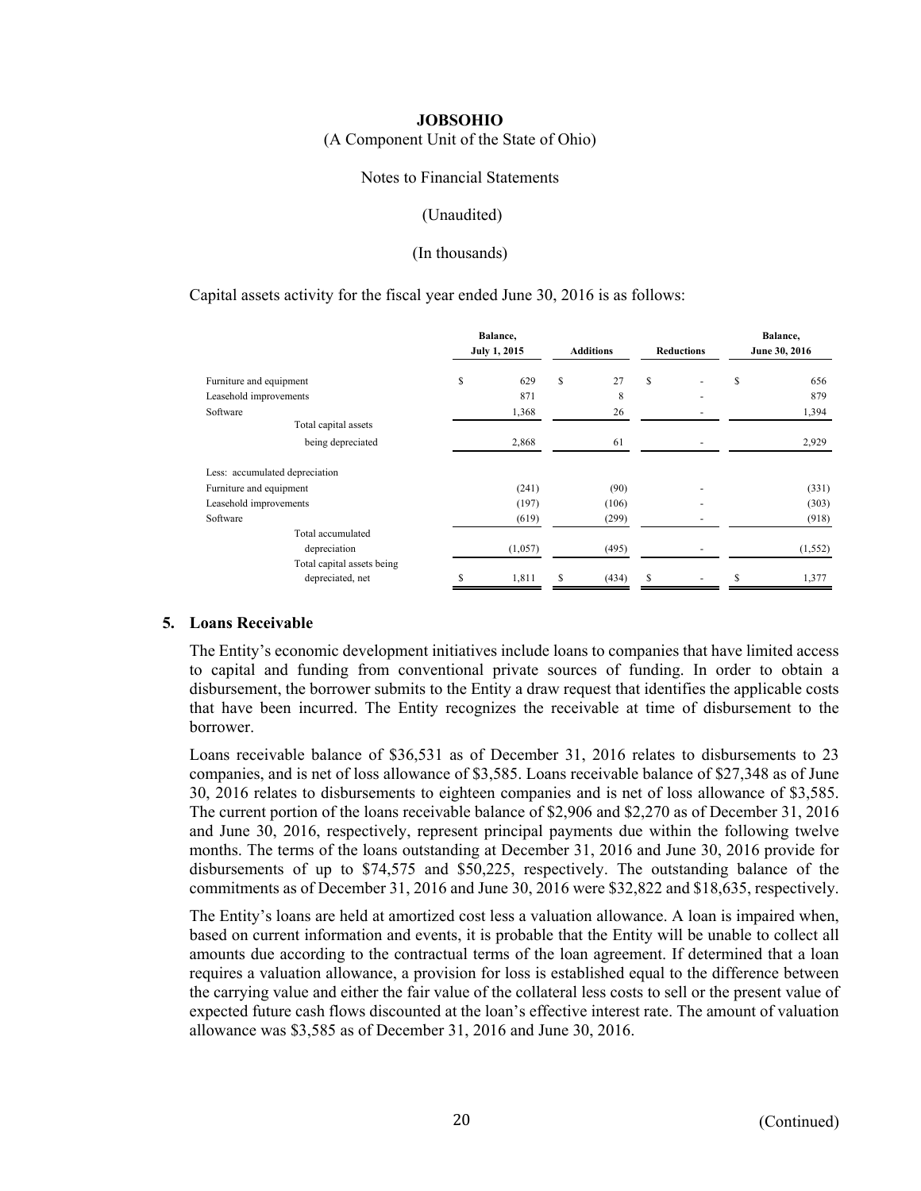Capital assets activity for the fiscal year ended June 30, 2016 is as follows:

| | Balance, July 1, 2015 | Additions | Reductions | Balance, June 30, 2016 |
|---|---|---|---|---|
| Furniture and equipment | $ 629 | $ 27 | $ - | $ 656 |
| Leasehold improvements | 871 | 8 | - | 879 |
| Software | 1,368 | 26 | - | 1,394 |
| Total capital assets being depreciated | 2,868 | 61 | - | 2,929 |
| Less: accumulated depreciation | | | | |
| Furniture and equipment | (241) | (90) | - | (331) |
| Leasehold improvements | (197) | (106) | - | (303) |
| Software | (619) | (299) | - | (918) |
| Total accumulated depreciation | (1,057) | (495) | - | (1,552) |
| Total capital assets being depreciated, net | $ 1,811 | $ (434) | $ - | $ 1,377 |

## 5. Loans Receivable

The Entity's economic development initiatives include loans to companies that have limited access to capital and funding from conventional private sources of funding. In order to obtain a disbursement, the borrower submits to the Entity a draw request that identifies the applicable costs that have been incurred. The Entity recognizes the receivable at time of disbursement to the borrower.

Loans receivable balance of $36,531 as of December 31, 2016 relates to disbursements to 23 companies, and is net of loss allowance of $3,585. Loans receivable balance of $27,348 as of June 30, 2016 relates to disbursements to eighteen companies and is net of loss allowance of $3,585. The current portion of the loans receivable balance of $2,906 and $2,270 as of December 31, 2016 and June 30, 2016, respectively, represent principal payments due within the following twelve months. The terms of the loans outstanding at December 31, 2016 and June 30, 2016 provide for disbursements of up to $74,575 and $50,225, respectively. The outstanding balance of the commitments as of December 31, 2016 and June 30, 2016 were $32,822 and $18,635, respectively.

The Entity's loans are held at amortized cost less a valuation allowance. A loan is impaired when, based on current information and events, it is probable that the Entity will be unable to collect all amounts due according to the contractual terms of the loan agreement. If determined that a loan requires a valuation allowance, a provision for loss is established equal to the difference between the carrying value and either the fair value of the collateral less costs to sell or the present value of expected future cash flows discounted at the loan's effective interest rate. The amount of valuation allowance was $3,585 as of December 31, 2016 and June 30, 2016.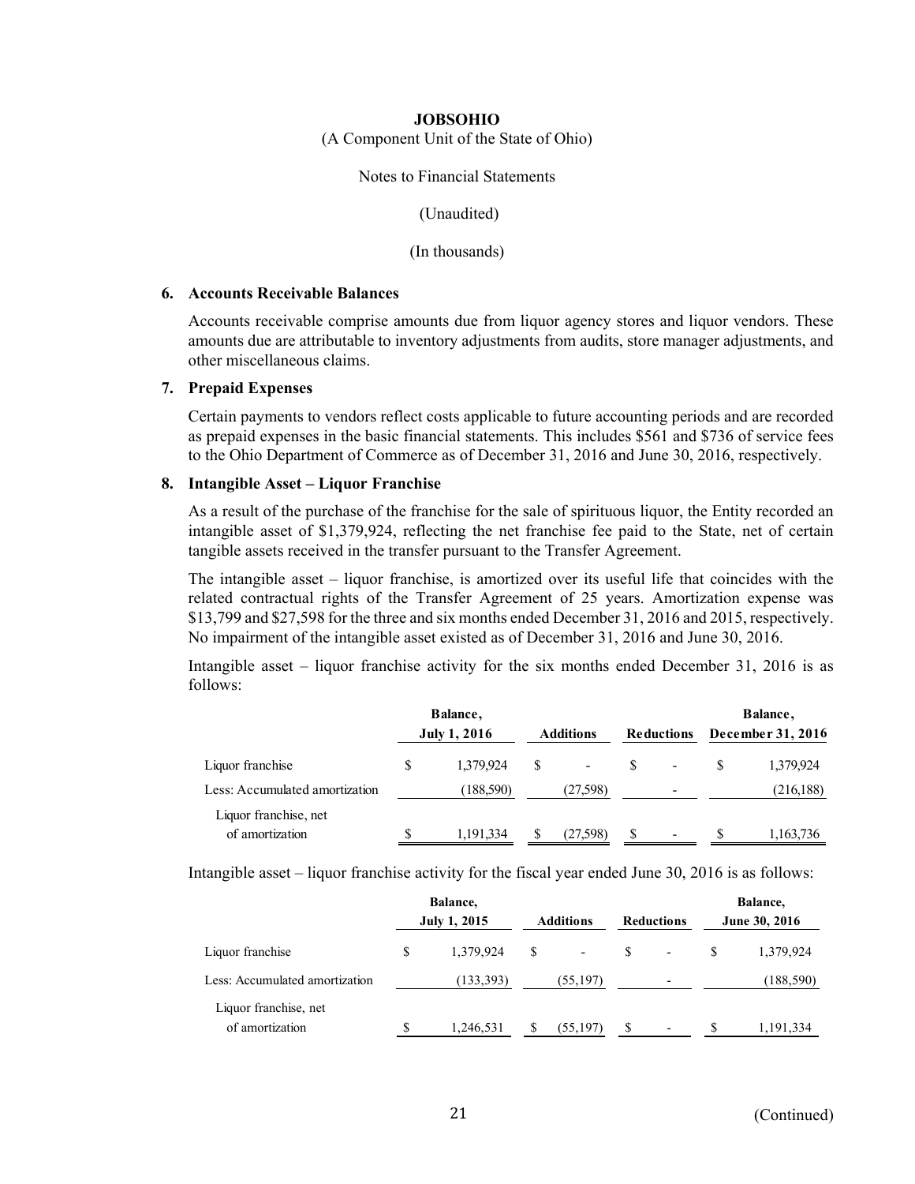**JOBSOHIO**

(A Component Unit of the State of Ohio)

Notes to Financial Statements

(Unaudited)

(In thousands)

## 6. Accounts Receivable Balances

Accounts receivable comprise amounts due from liquor agency stores and liquor vendors. These amounts due are attributable to inventory adjustments from audits, store manager adjustments, and other miscellaneous claims.

## 7. Prepaid Expenses

Certain payments to vendors reflect costs applicable to future accounting periods and are recorded as prepaid expenses in the basic financial statements. This includes $561 and $736 of service fees to the Ohio Department of Commerce as of December 31, 2016 and June 30, 2016, respectively.

## 8. Intangible Asset – Liquor Franchise

As a result of the purchase of the franchise for the sale of spirituous liquor, the Entity recorded an intangible asset of $1,379,924, reflecting the net franchise fee paid to the State, net of certain tangible assets received in the transfer pursuant to the Transfer Agreement.

The intangible asset – liquor franchise, is amortized over its useful life that coincides with the related contractual rights of the Transfer Agreement of 25 years. Amortization expense was $13,799 and $27,598 for the three and six months ended December 31, 2016 and 2015, respectively. No impairment of the intangible asset existed as of December 31, 2016 and June 30, 2016.

Intangible asset – liquor franchise activity for the six months ended December 31, 2016 is as follows:

| | Balance, July 1, 2016 | Additions | Reductions | Balance, December 31, 2016 |
|---|---|---|---|---|
| Liquor franchise | $ 1,379,924 | $ - | $ - | $ 1,379,924 |
| Less: Accumulated amortization | (188,590) | (27,598) | - | (216,188) |
| Liquor franchise, net of amortization | $ 1,191,334 | $ (27,598) | $ - | $ 1,163,736 |

Intangible asset – liquor franchise activity for the fiscal year ended June 30, 2016 is as follows:

| | Balance, July 1, 2015 | Additions | Reductions | Balance, June 30, 2016 |
|---|---|---|---|---|
| Liquor franchise | $ 1,379,924 | $ - | $ - | $ 1,379,924 |
| Less: Accumulated amortization | (133,393) | (55,197) | - | (188,590) |
| Liquor franchise, net of amortization | $ 1,246,531 | $ (55,197) | $ - | $ 1,191,334 |

(Continued)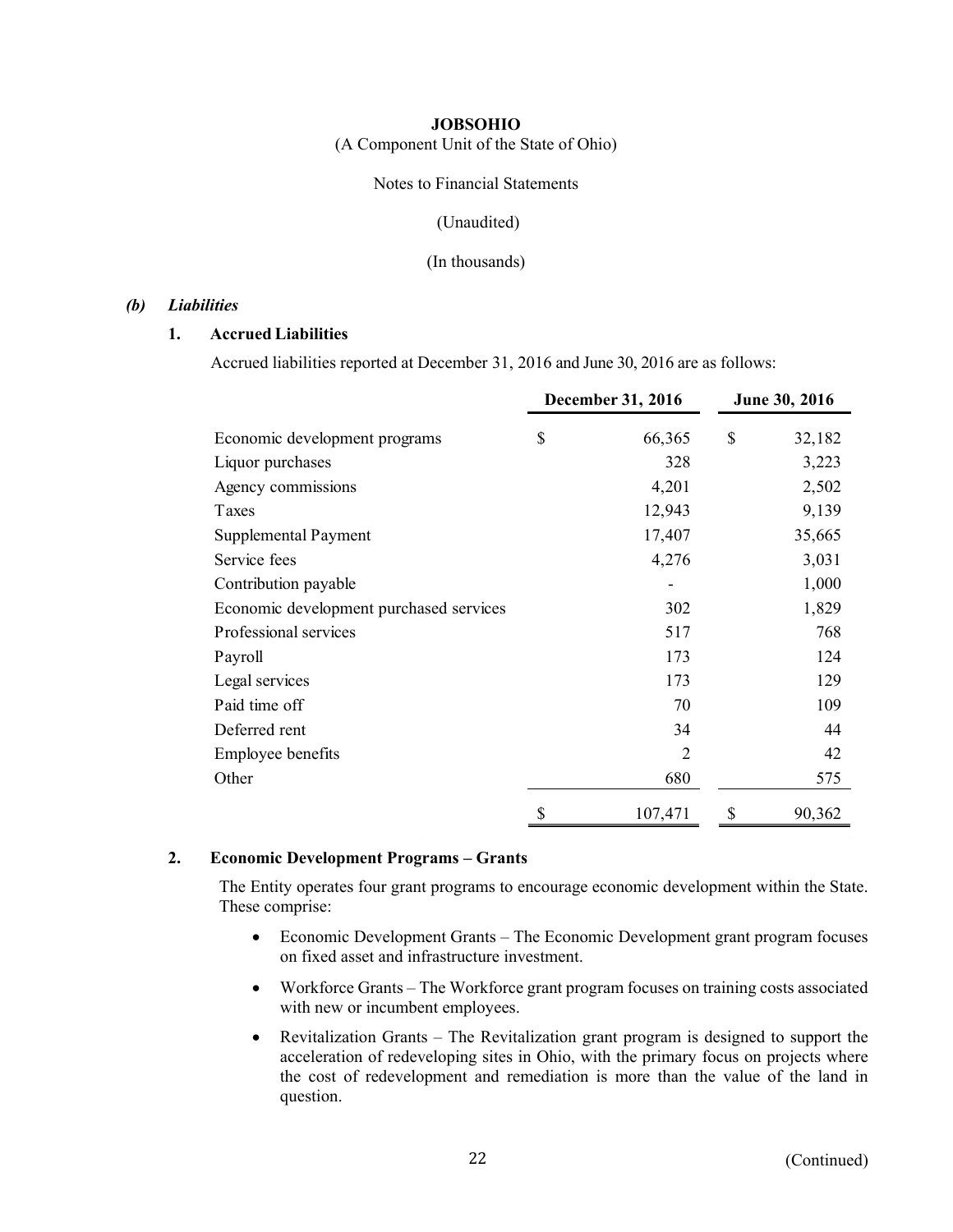**JOBSOHIO**

(A Component Unit of the State of Ohio)

Notes to Financial Statements

(Unaudited)

(In thousands)

### *(b) Liabilities*

#### 1. Accrued Liabilities

Accrued liabilities reported at December 31, 2016 and June 30, 2016 are as follows:

| | December 31, 2016 | June 30, 2016 |
|---|---|---|
| Economic development programs | $ 66,365 | $ 32,182 |
| Liquor purchases | 328 | 3,223 |
| Agency commissions | 4,201 | 2,502 |
| Taxes | 12,943 | 9,139 |
| Supplemental Payment | 17,407 | 35,665 |
| Service fees | 4,276 | 3,031 |
| Contribution payable | - | 1,000 |
| Economic development purchased services | 302 | 1,829 |
| Professional services | 517 | 768 |
| Payroll | 173 | 124 |
| Legal services | 173 | 129 |
| Paid time off | 70 | 109 |
| Deferred rent | 34 | 44 |
| Employee benefits | 2 | 42 |
| Other | 680 | 575 |
| | $ 107,471 | $ 90,362 |

#### 2. Economic Development Programs – Grants

The Entity operates four grant programs to encourage economic development within the State. These comprise:

- Economic Development Grants – The Economic Development grant program focuses on fixed asset and infrastructure investment.
- Workforce Grants – The Workforce grant program focuses on training costs associated with new or incumbent employees.
- Revitalization Grants – The Revitalization grant program is designed to support the acceleration of redeveloping sites in Ohio, with the primary focus on projects where the cost of redevelopment and remediation is more than the value of the land in question.

(Continued)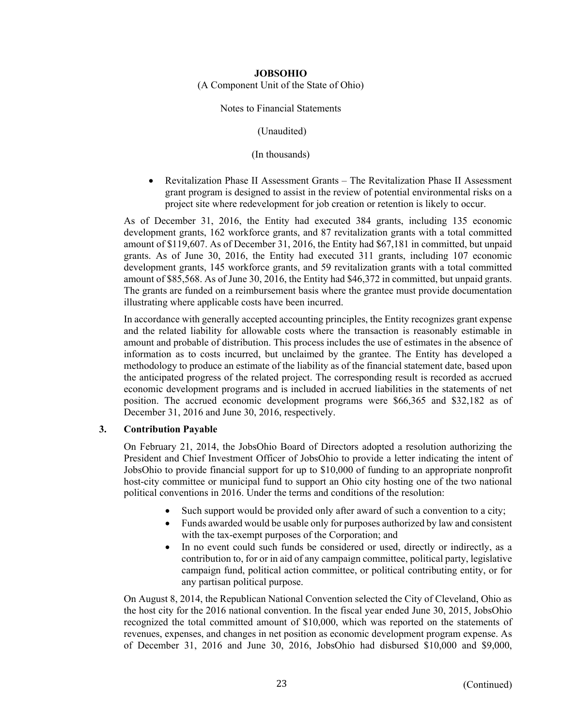- Revitalization Phase II Assessment Grants – The Revitalization Phase II Assessment grant program is designed to assist in the review of potential environmental risks on a project site where redevelopment for job creation or retention is likely to occur.

As of December 31, 2016, the Entity had executed 384 grants, including 135 economic development grants, 162 workforce grants, and 87 revitalization grants with a total committed amount of $119,607. As of December 31, 2016, the Entity had $67,181 in committed, but unpaid grants. As of June 30, 2016, the Entity had executed 311 grants, including 107 economic development grants, 145 workforce grants, and 59 revitalization grants with a total committed amount of $85,568. As of June 30, 2016, the Entity had $46,372 in committed, but unpaid grants. The grants are funded on a reimbursement basis where the grantee must provide documentation illustrating where applicable costs have been incurred.

In accordance with generally accepted accounting principles, the Entity recognizes grant expense and the related liability for allowable costs where the transaction is reasonably estimable in amount and probable of distribution. This process includes the use of estimates in the absence of information as to costs incurred, but unclaimed by the grantee. The Entity has developed a methodology to produce an estimate of the liability as of the financial statement date, based upon the anticipated progress of the related project. The corresponding result is recorded as accrued economic development programs and is included in accrued liabilities in the statements of net position. The accrued economic development programs were $66,365 and $32,182 as of December 31, 2016 and June 30, 2016, respectively.

## 3. Contribution Payable

On February 21, 2014, the JobsOhio Board of Directors adopted a resolution authorizing the President and Chief Investment Officer of JobsOhio to provide a letter indicating the intent of JobsOhio to provide financial support for up to $10,000 of funding to an appropriate nonprofit host-city committee or municipal fund to support an Ohio city hosting one of the two national political conventions in 2016. Under the terms and conditions of the resolution:

- Such support would be provided only after award of such a convention to a city;
- Funds awarded would be usable only for purposes authorized by law and consistent with the tax-exempt purposes of the Corporation; and
- In no event could such funds be considered or used, directly or indirectly, as a contribution to, for or in aid of any campaign committee, political party, legislative campaign fund, political action committee, or political contributing entity, or for any partisan political purpose.

On August 8, 2014, the Republican National Convention selected the City of Cleveland, Ohio as the host city for the 2016 national convention. In the fiscal year ended June 30, 2015, JobsOhio recognized the total committed amount of $10,000, which was reported on the statements of revenues, expenses, and changes in net position as economic development program expense. As of December 31, 2016 and June 30, 2016, JobsOhio had disbursed $10,000 and $9,000,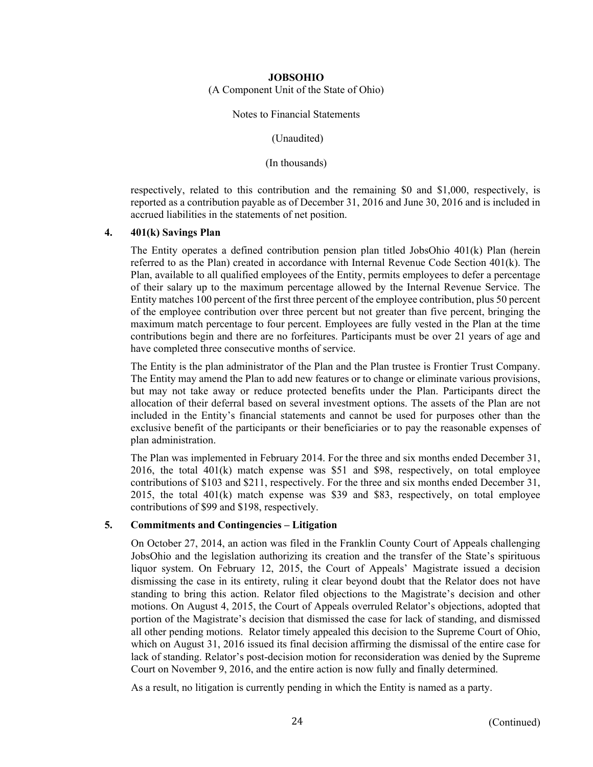respectively, related to this contribution and the remaining $0 and $1,000, respectively, is reported as a contribution payable as of December 31, 2016 and June 30, 2016 and is included in accrued liabilities in the statements of net position.

## 4. 401(k) Savings Plan

The Entity operates a defined contribution pension plan titled JobsOhio 401(k) Plan (herein referred to as the Plan) created in accordance with Internal Revenue Code Section 401(k). The Plan, available to all qualified employees of the Entity, permits employees to defer a percentage of their salary up to the maximum percentage allowed by the Internal Revenue Service. The Entity matches 100 percent of the first three percent of the employee contribution, plus 50 percent of the employee contribution over three percent but not greater than five percent, bringing the maximum match percentage to four percent. Employees are fully vested in the Plan at the time contributions begin and there are no forfeitures. Participants must be over 21 years of age and have completed three consecutive months of service.

The Entity is the plan administrator of the Plan and the Plan trustee is Frontier Trust Company. The Entity may amend the Plan to add new features or to change or eliminate various provisions, but may not take away or reduce protected benefits under the Plan. Participants direct the allocation of their deferral based on several investment options. The assets of the Plan are not included in the Entity's financial statements and cannot be used for purposes other than the exclusive benefit of the participants or their beneficiaries or to pay the reasonable expenses of plan administration.

The Plan was implemented in February 2014. For the three and six months ended December 31, 2016, the total 401(k) match expense was $51 and $98, respectively, on total employee contributions of $103 and $211, respectively. For the three and six months ended December 31, 2015, the total 401(k) match expense was $39 and $83, respectively, on total employee contributions of $99 and $198, respectively.

## 5. Commitments and Contingencies – Litigation

On October 27, 2014, an action was filed in the Franklin County Court of Appeals challenging JobsOhio and the legislation authorizing its creation and the transfer of the State's spirituous liquor system. On February 12, 2015, the Court of Appeals' Magistrate issued a decision dismissing the case in its entirety, ruling it clear beyond doubt that the Relator does not have standing to bring this action. Relator filed objections to the Magistrate's decision and other motions. On August 4, 2015, the Court of Appeals overruled Relator's objections, adopted that portion of the Magistrate's decision that dismissed the case for lack of standing, and dismissed all other pending motions. Relator timely appealed this decision to the Supreme Court of Ohio, which on August 31, 2016 issued its final decision affirming the dismissal of the entire case for lack of standing. Relator's post-decision motion for reconsideration was denied by the Supreme Court on November 9, 2016, and the entire action is now fully and finally determined.

As a result, no litigation is currently pending in which the Entity is named as a party.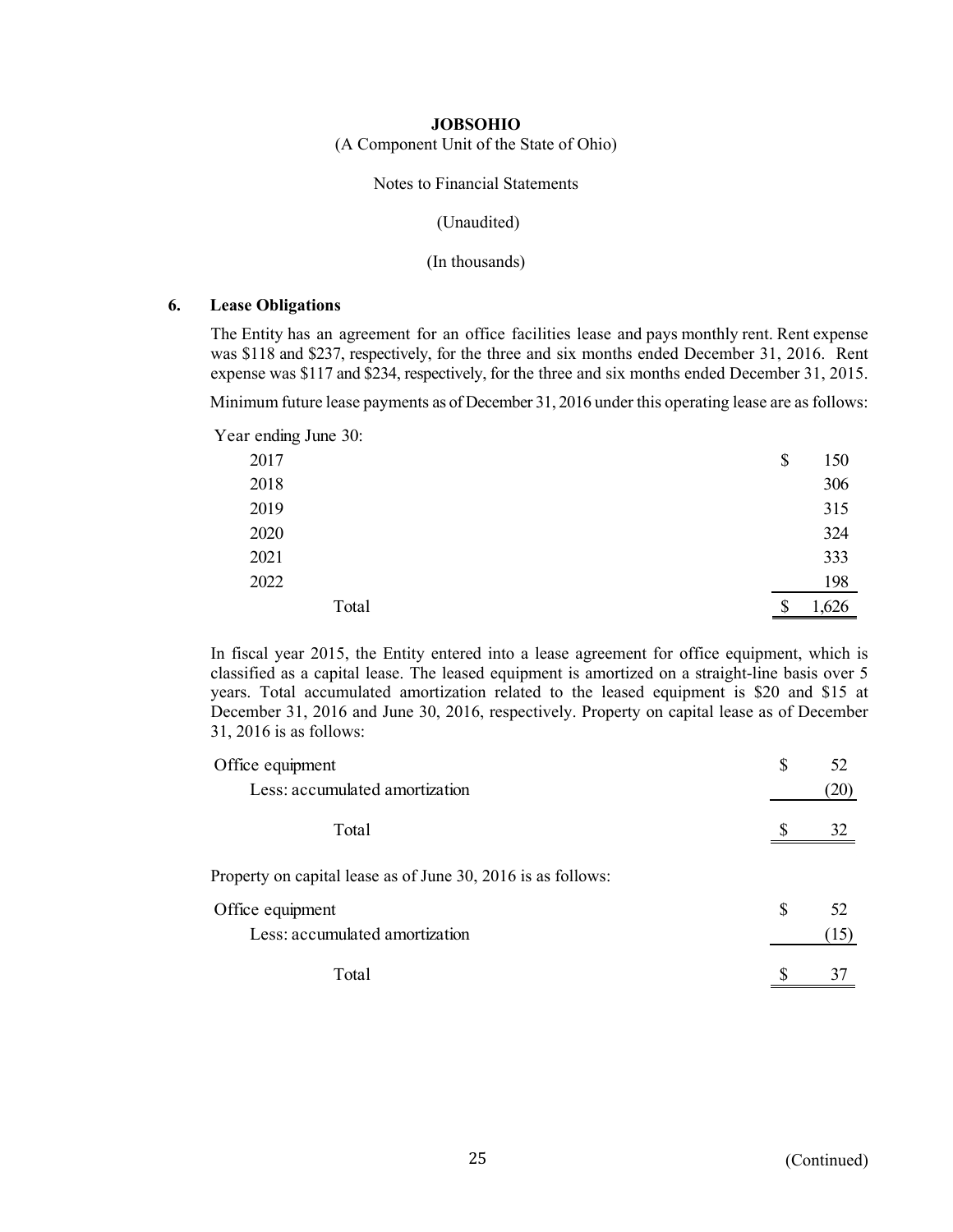**JOBSOHIO**

(A Component Unit of the State of Ohio)

Notes to Financial Statements

(Unaudited)

(In thousands)

## 6. Lease Obligations

The Entity has an agreement for an office facilities lease and pays monthly rent. Rent expense was $118 and $237, respectively, for the three and six months ended December 31, 2016. Rent expense was $117 and $234, respectively, for the three and six months ended December 31, 2015.

Minimum future lease payments as of December 31, 2016 under this operating lease are as follows:

| Year ending June 30: | |
|---|---|
| 2017 | $ 150 |
| 2018 | 306 |
| 2019 | 315 |
| 2020 | 324 |
| 2021 | 333 |
| 2022 | 198 |
| Total | $ 1,626 |

In fiscal year 2015, the Entity entered into a lease agreement for office equipment, which is classified as a capital lease. The leased equipment is amortized on a straight-line basis over 5 years. Total accumulated amortization related to the leased equipment is $20 and $15 at December 31, 2016 and June 30, 2016, respectively. Property on capital lease as of December 31, 2016 is as follows:

| | |
|---|---|
| Office equipment | $ 52 |
| Less: accumulated amortization | (20) |
| Total | $ 32 |

Property on capital lease as of June 30, 2016 is as follows:

| | |
|---|---|
| Office equipment | $ 52 |
| Less: accumulated amortization | (15) |
| Total | $ 37 |

(Continued)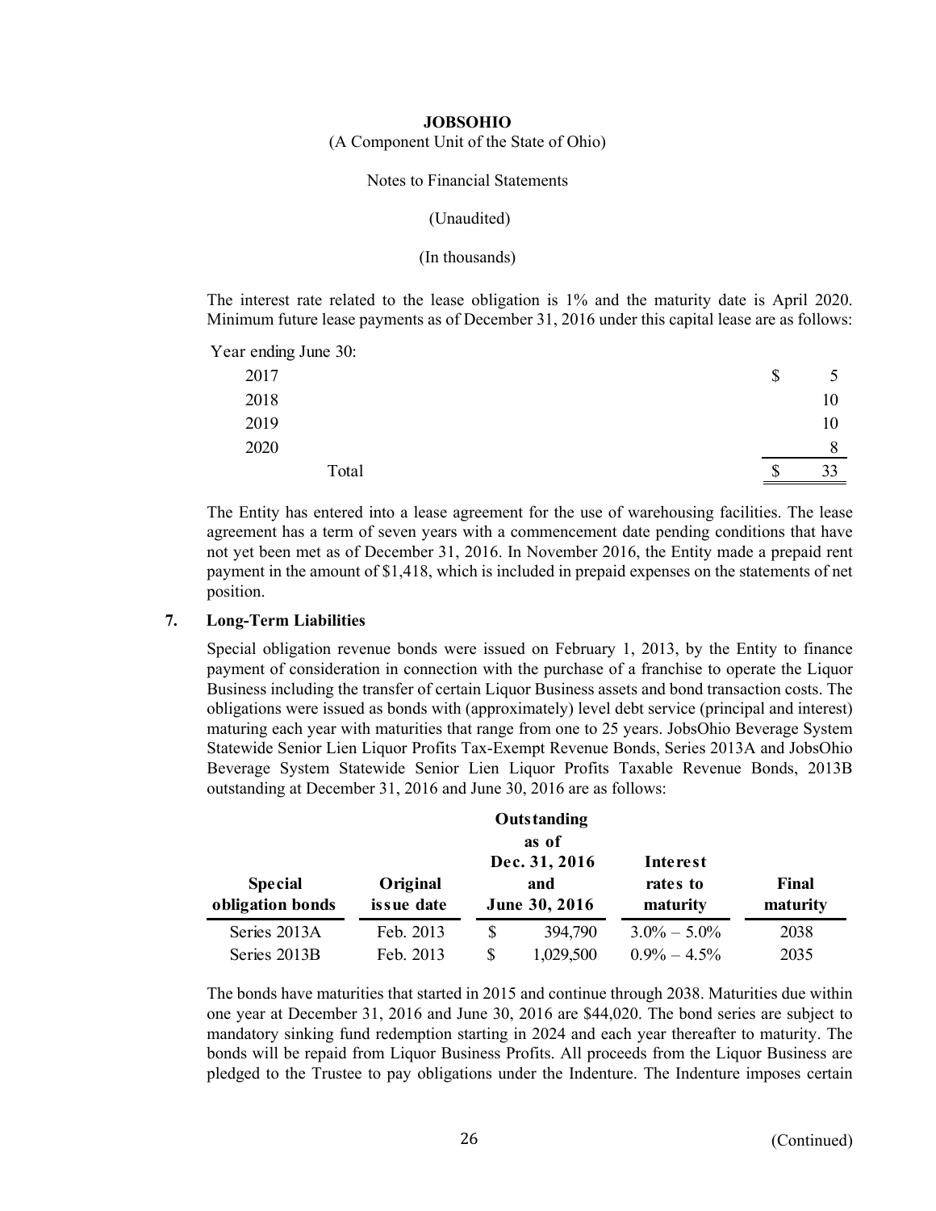The interest rate related to the lease obligation is 1% and the maturity date is April 2020. Minimum future lease payments as of December 31, 2016 under this capital lease are as follows:

| Year ending June 30: | |
|---|---|
| 2017 | $ 5 |
| 2018 | 10 |
| 2019 | 10 |
| 2020 | 8 |
| Total | $ 33 |

The Entity has entered into a lease agreement for the use of warehousing facilities. The lease agreement has a term of seven years with a commencement date pending conditions that have not yet been met as of December 31, 2016. In November 2016, the Entity made a prepaid rent payment in the amount of $1,418, which is included in prepaid expenses on the statements of net position.

## 7. Long-Term Liabilities

Special obligation revenue bonds were issued on February 1, 2013, by the Entity to finance payment of consideration in connection with the purchase of a franchise to operate the Liquor Business including the transfer of certain Liquor Business assets and bond transaction costs. The obligations were issued as bonds with (approximately) level debt service (principal and interest) maturing each year with maturities that range from one to 25 years. JobsOhio Beverage System Statewide Senior Lien Liquor Profits Tax-Exempt Revenue Bonds, Series 2013A and JobsOhio Beverage System Statewide Senior Lien Liquor Profits Taxable Revenue Bonds, 2013B outstanding at December 31, 2016 and June 30, 2016 are as follows:

| Special obligation bonds | Original issue date | Outstanding as of Dec. 31, 2016 and June 30, 2016 | Interest rates to maturity | Final maturity |
|---|---|---|---|---|
| Series 2013A | Feb. 2013 | $ 394,790 | 3.0% – 5.0% | 2038 |
| Series 2013B | Feb. 2013 | $ 1,029,500 | 0.9% – 4.5% | 2035 |

The bonds have maturities that started in 2015 and continue through 2038. Maturities due within one year at December 31, 2016 and June 30, 2016 are $44,020. The bond series are subject to mandatory sinking fund redemption starting in 2024 and each year thereafter to maturity. The bonds will be repaid from Liquor Business Profits. All proceeds from the Liquor Business are pledged to the Trustee to pay obligations under the Indenture. The Indenture imposes certain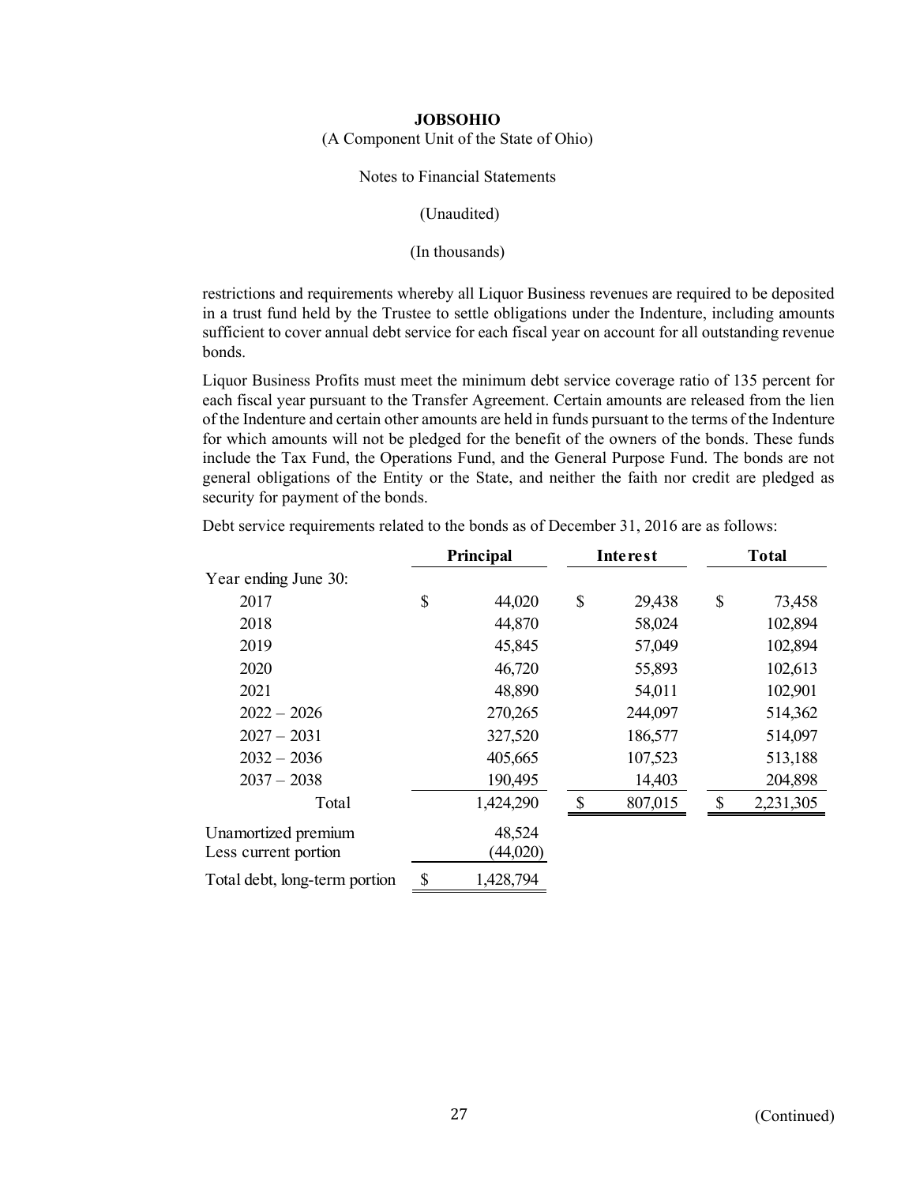**JOBSOHIO**

(A Component Unit of the State of Ohio)

Notes to Financial Statements

(Unaudited)

(In thousands)

restrictions and requirements whereby all Liquor Business revenues are required to be deposited in a trust fund held by the Trustee to settle obligations under the Indenture, including amounts sufficient to cover annual debt service for each fiscal year on account for all outstanding revenue bonds.

Liquor Business Profits must meet the minimum debt service coverage ratio of 135 percent for each fiscal year pursuant to the Transfer Agreement. Certain amounts are released from the lien of the Indenture and certain other amounts are held in funds pursuant to the terms of the Indenture for which amounts will not be pledged for the benefit of the owners of the bonds. These funds include the Tax Fund, the Operations Fund, and the General Purpose Fund. The bonds are not general obligations of the Entity or the State, and neither the faith nor credit are pledged as security for payment of the bonds.

Debt service requirements related to the bonds as of December 31, 2016 are as follows:

| | Principal | Interest | Total |
|---|---|---|---|
| Year ending June 30: | | | |
| 2017 | $ 44,020 | $ 29,438 | $ 73,458 |
| 2018 | 44,870 | 58,024 | 102,894 |
| 2019 | 45,845 | 57,049 | 102,894 |
| 2020 | 46,720 | 55,893 | 102,613 |
| 2021 | 48,890 | 54,011 | 102,901 |
| 2022 – 2026 | 270,265 | 244,097 | 514,362 |
| 2027 – 2031 | 327,520 | 186,577 | 514,097 |
| 2032 – 2036 | 405,665 | 107,523 | 513,188 |
| 2037 – 2038 | 190,495 | 14,403 | 204,898 |
| Total | 1,424,290 | $ 807,015 | $ 2,231,305 |
| Unamortized premium | 48,524 | | |
| Less current portion | (44,020) | | |
| Total debt, long-term portion | $ 1,428,794 | | |

(Continued)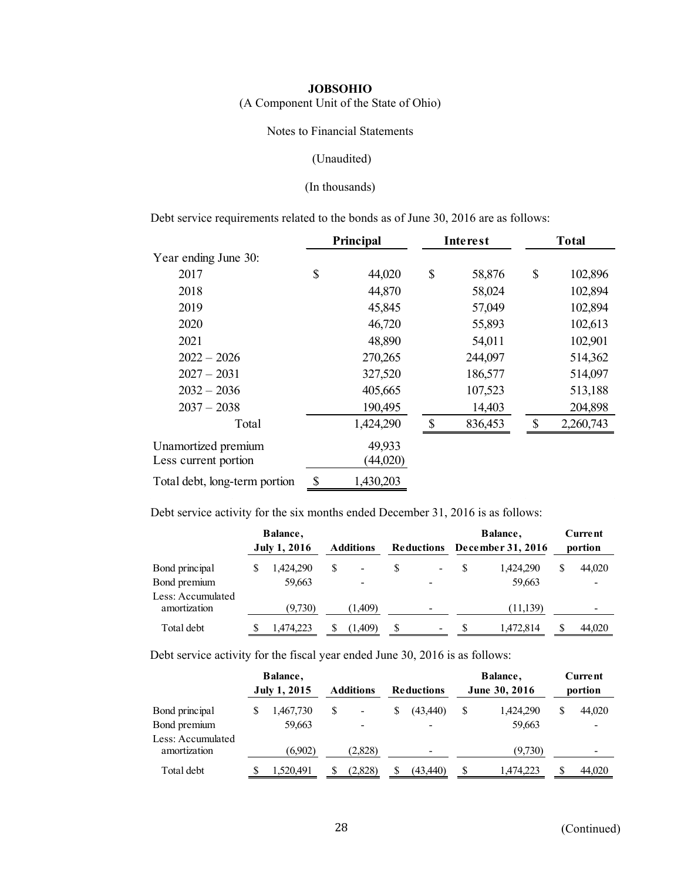**JOBSOHIO**

(A Component Unit of the State of Ohio)

Notes to Financial Statements

(Unaudited)

(In thousands)

Debt service requirements related to the bonds as of June 30, 2016 are as follows:

| | Principal | Interest | Total |
|---|---|---|---|
| Year ending June 30: | | | |
| 2017 | $ 44,020 | $ 58,876 | $ 102,896 |
| 2018 | 44,870 | 58,024 | 102,894 |
| 2019 | 45,845 | 57,049 | 102,894 |
| 2020 | 46,720 | 55,893 | 102,613 |
| 2021 | 48,890 | 54,011 | 102,901 |
| 2022 – 2026 | 270,265 | 244,097 | 514,362 |
| 2027 – 2031 | 327,520 | 186,577 | 514,097 |
| 2032 – 2036 | 405,665 | 107,523 | 513,188 |
| 2037 – 2038 | 190,495 | 14,403 | 204,898 |
| Total | 1,424,290 | $ 836,453 | $ 2,260,743 |
| Unamortized premium | 49,933 | | |
| Less current portion | (44,020) | | |
| Total debt, long-term portion | $ 1,430,203 | | |

Debt service activity for the six months ended December 31, 2016 is as follows:

| | Balance, July 1, 2016 | Additions | Reductions | Balance, December 31, 2016 | Current portion |
|---|---|---|---|---|---|
| Bond principal | $ 1,424,290 | $ - | $ - | $ 1,424,290 | $ 44,020 |
| Bond premium | 59,663 | - | - | 59,663 | - |
| Less: Accumulated amortization | (9,730) | (1,409) | - | (11,139) | - |
| Total debt | $ 1,474,223 | $ (1,409) | $ - | $ 1,472,814 | $ 44,020 |

Debt service activity for the fiscal year ended June 30, 2016 is as follows:

| | Balance, July 1, 2015 | Additions | Reductions | Balance, June 30, 2016 | Current portion |
|---|---|---|---|---|---|
| Bond principal | $ 1,467,730 | $ - | $ (43,440) | $ 1,424,290 | $ 44,020 |
| Bond premium | 59,663 | - | - | 59,663 | - |
| Less: Accumulated amortization | (6,902) | (2,828) | - | (9,730) | - |
| Total debt | $ 1,520,491 | $ (2,828) | $ (43,440) | $ 1,474,223 | $ 44,020 |

(Continued)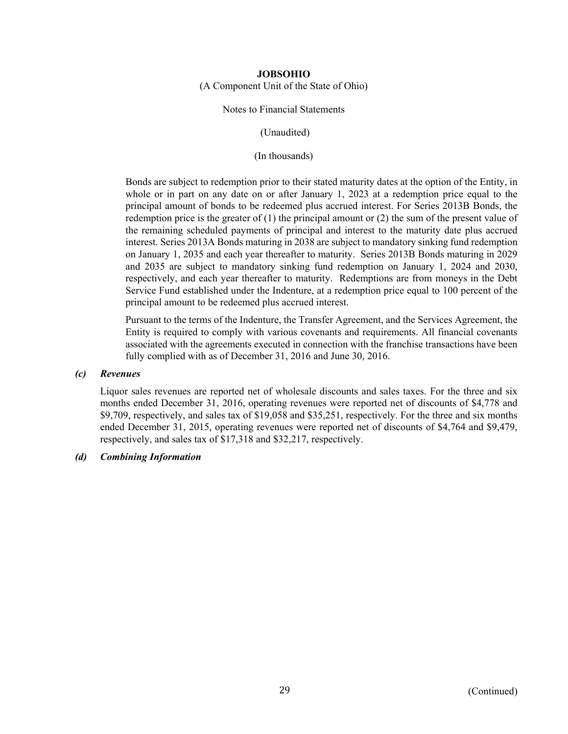Bonds are subject to redemption prior to their stated maturity dates at the option of the Entity, in whole or in part on any date on or after January 1, 2023 at a redemption price equal to the principal amount of bonds to be redeemed plus accrued interest. For Series 2013B Bonds, the redemption price is the greater of (1) the principal amount or (2) the sum of the present value of the remaining scheduled payments of principal and interest to the maturity date plus accrued interest. Series 2013A Bonds maturing in 2038 are subject to mandatory sinking fund redemption on January 1, 2035 and each year thereafter to maturity. Series 2013B Bonds maturing in 2029 and 2035 are subject to mandatory sinking fund redemption on January 1, 2024 and 2030, respectively, and each year thereafter to maturity. Redemptions are from moneys in the Debt Service Fund established under the Indenture, at a redemption price equal to 100 percent of the principal amount to be redeemed plus accrued interest.

Pursuant to the terms of the Indenture, the Transfer Agreement, and the Services Agreement, the Entity is required to comply with various covenants and requirements. All financial covenants associated with the agreements executed in connection with the franchise transactions have been fully complied with as of December 31, 2016 and June 30, 2016.

***(c) Revenues***

Liquor sales revenues are reported net of wholesale discounts and sales taxes. For the three and six months ended December 31, 2016, operating revenues were reported net of discounts of $4,778 and $9,709, respectively, and sales tax of $19,058 and $35,251, respectively. For the three and six months ended December 31, 2015, operating revenues were reported net of discounts of $4,764 and $9,479, respectively, and sales tax of $17,318 and $32,217, respectively.

***(d) Combining Information***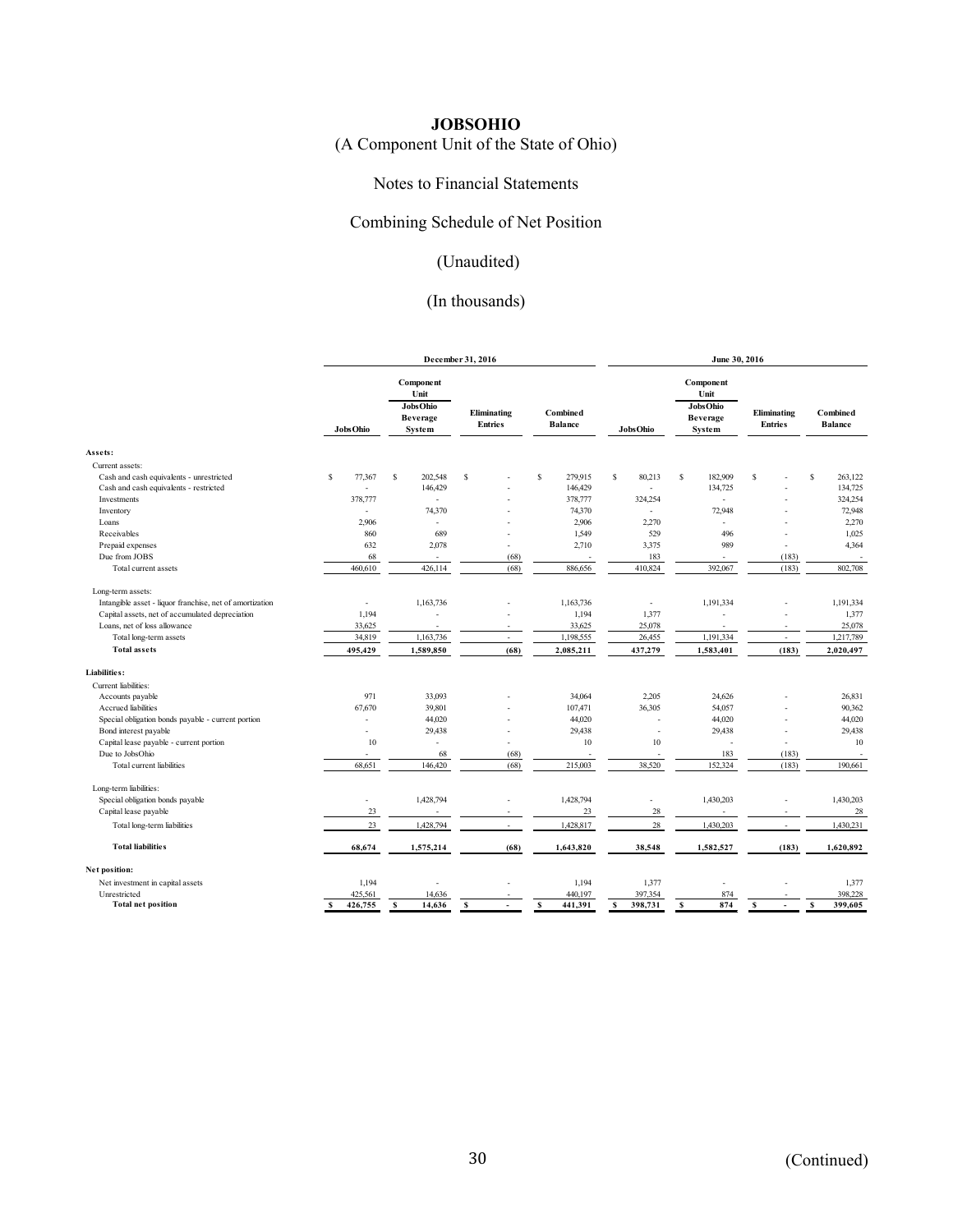# JOBSOHIO

(A Component Unit of the State of Ohio)

Notes to Financial Statements

Combining Schedule of Net Position

(Unaudited)

(In thousands)

| | December 31, 2016 | | | | June 30, 2016 | | | |
|---|---|---|---|---|---|---|---|---|
| | JobsOhio | Component Unit JobsOhio Beverage System | Eliminating Entries | Combined Balance | JobsOhio | Component Unit JobsOhio Beverage System | Eliminating Entries | Combined Balance |
| **Assets:** | | | | | | | | |
| Current assets: | | | | | | | | |
| Cash and cash equivalents - unrestricted | $ 77,367 | $ 202,548 | $ - | $ 279,915 | $ 80,213 | $ 182,909 | $ - | $ 263,122 |
| Cash and cash equivalents - restricted | - | 146,429 | - | 146,429 | - | 134,725 | - | 134,725 |
| Investments | 378,777 | - | - | 378,777 | 324,254 | - | - | 324,254 |
| Inventory | - | 74,370 | - | 74,370 | - | 72,948 | - | 72,948 |
| Loans | 2,906 | - | - | 2,906 | 2,270 | - | - | 2,270 |
| Receivables | 860 | 689 | - | 1,549 | 529 | 496 | - | 1,025 |
| Prepaid expenses | 632 | 2,078 | - | 2,710 | 3,375 | 989 | - | 4,364 |
| Due from JOBS | 68 | - | (68) | - | 183 | - | (183) | - |
| Total current assets | 460,610 | 426,114 | (68) | 886,656 | 410,824 | 392,067 | (183) | 802,708 |
| Long-term assets: | | | | | | | | |
| Intangible asset - liquor franchise, net of amortization | - | 1,163,736 | - | 1,163,736 | - | 1,191,334 | - | 1,191,334 |
| Capital assets, net of accumulated depreciation | 1,194 | - | - | 1,194 | 1,377 | - | - | 1,377 |
| Loans, net of loss allowance | 33,625 | - | - | 33,625 | 25,078 | - | - | 25,078 |
| Total long-term assets | 34,819 | 1,163,736 | - | 1,198,555 | 26,455 | 1,191,334 | - | 1,217,789 |
| **Total assets** | **495,429** | **1,589,850** | **(68)** | **2,085,211** | **437,279** | **1,583,401** | **(183)** | **2,020,497** |
| **Liabilities:** | | | | | | | | |
| Current liabilities: | | | | | | | | |
| Accounts payable | 971 | 33,093 | - | 34,064 | 2,205 | 24,626 | - | 26,831 |
| Accrued liabilities | 67,670 | 39,801 | - | 107,471 | 36,305 | 54,057 | - | 90,362 |
| Special obligation bonds payable - current portion | - | 44,020 | - | 44,020 | - | 44,020 | - | 44,020 |
| Bond interest payable | - | 29,438 | - | 29,438 | - | 29,438 | - | 29,438 |
| Capital lease payable - current portion | 10 | - | - | 10 | 10 | - | - | 10 |
| Due to JobsOhio | - | 68 | (68) | - | - | 183 | (183) | - |
| Total current liabilities | 68,651 | 146,420 | (68) | 215,003 | 38,520 | 152,324 | (183) | 190,661 |
| Long-term liabilities: | | | | | | | | |
| Special obligation bonds payable | - | 1,428,794 | - | 1,428,794 | - | 1,430,203 | - | 1,430,203 |
| Capital lease payable | 23 | - | - | 23 | 28 | - | - | 28 |
| Total long-term liabilities | 23 | 1,428,794 | - | 1,428,817 | 28 | 1,430,203 | - | 1,430,231 |
| **Total liabilities** | **68,674** | **1,575,214** | **(68)** | **1,643,820** | **38,548** | **1,582,527** | **(183)** | **1,620,892** |
| **Net position:** | | | | | | | | |
| Net investment in capital assets | 1,194 | - | - | 1,194 | 1,377 | - | - | 1,377 |
| Unrestricted | 425,561 | 14,636 | - | 440,197 | 397,354 | 874 | - | 398,228 |
| **Total net position** | **$ 426,755** | **$ 14,636** | **$ -** | **$ 441,391** | **$ 398,731** | **$ 874** | **$ -** | **$ 399,605** |

(Continued)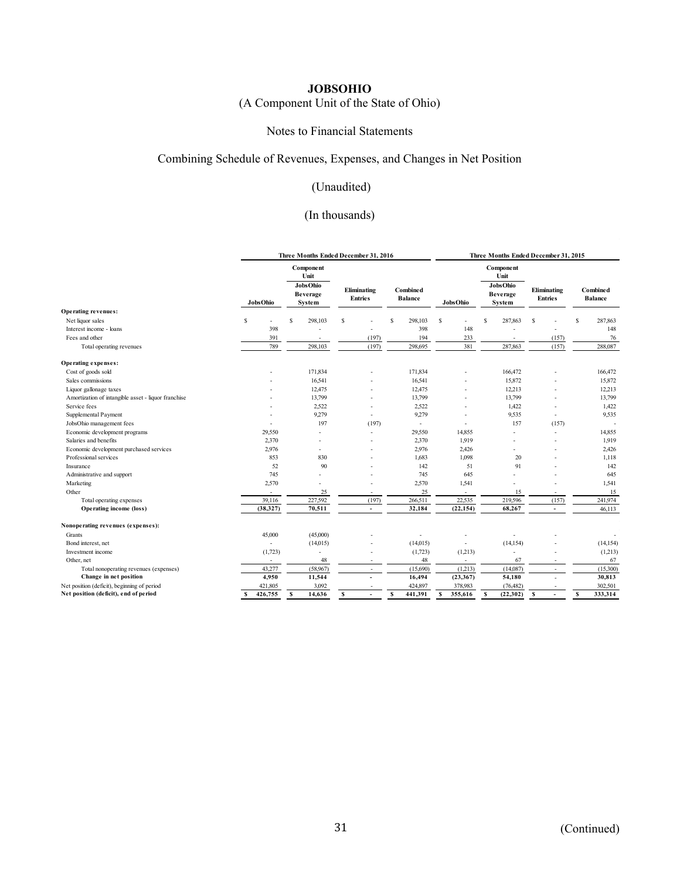# JOBSOHIO

(A Component Unit of the State of Ohio)

Notes to Financial Statements

Combining Schedule of Revenues, Expenses, and Changes in Net Position

(Unaudited)

(In thousands)

| | Three Months Ended December 31, 2016 | | | | Three Months Ended December 31, 2015 | | | |
|---|---|---|---|---|---|---|---|---|
| | | Component Unit | | | | Component Unit | | |
| | JobsOhio | JobsOhio Beverage System | Eliminating Entries | Combined Balance | JobsOhio | JobsOhio Beverage System | Eliminating Entries | Combined Balance |
| **Operating revenues:** | | | | | | | | |
| Net liquor sales | $ - | $ 298,103 | $ - | $ 298,103 | $ - | $ 287,863 | $ - | $ 287,863 |
| Interest income - loans | 398 | - | - | 398 | 148 | - | - | 148 |
| Fees and other | 391 | - | (197) | 194 | 233 | - | (157) | 76 |
| Total operating revenues | 789 | 298,103 | (197) | 298,695 | 381 | 287,863 | (157) | 288,087 |
| **Operating expenses:** | | | | | | | | |
| Cost of goods sold | - | 171,834 | - | 171,834 | - | 166,472 | - | 166,472 |
| Sales commissions | - | 16,541 | - | 16,541 | - | 15,872 | - | 15,872 |
| Liquor gallonage taxes | - | 12,475 | - | 12,475 | - | 12,213 | - | 12,213 |
| Amortization of intangible asset - liquor franchise | - | 13,799 | - | 13,799 | - | 13,799 | - | 13,799 |
| Service fees | - | 2,522 | - | 2,522 | - | 1,422 | - | 1,422 |
| Supplemental Payment | - | 9,279 | - | 9,279 | - | 9,535 | - | 9,535 |
| JobsOhio management fees | - | 197 | (197) | - | - | 157 | (157) | - |
| Economic development programs | 29,550 | - | - | 29,550 | 14,855 | - | - | 14,855 |
| Salaries and benefits | 2,370 | - | - | 2,370 | 1,919 | - | - | 1,919 |
| Economic development purchased services | 2,976 | - | - | 2,976 | 2,426 | - | - | 2,426 |
| Professional services | 853 | 830 | - | 1,683 | 1,098 | 20 | - | 1,118 |
| Insurance | 52 | 90 | - | 142 | 51 | 91 | - | 142 |
| Administrative and support | 745 | - | - | 745 | 645 | - | - | 645 |
| Marketing | 2,570 | - | - | 2,570 | 1,541 | - | - | 1,541 |
| Other | - | 25 | - | 25 | - | 15 | - | 15 |
| Total operating expenses | 39,116 | 227,592 | (197) | 266,511 | 22,535 | 219,596 | (157) | 241,974 |
| **Operating income (loss)** | **(38,327)** | **70,511** | **-** | **32,184** | **(22,154)** | **68,267** | **-** | **46,113** |
| **Nonoperating revenues (expenses):** | | | | | | | | |
| Grants | 45,000 | (45,000) | - | - | - | - | - | - |
| Bond interest, net | - | (14,015) | - | (14,015) | - | (14,154) | - | (14,154) |
| Investment income | (1,723) | - | - | (1,723) | (1,213) | - | - | (1,213) |
| Other, net | - | 48 | - | 48 | - | 67 | - | 67 |
| Total nonoperating revenues (expenses) | 43,277 | (58,967) | - | (15,690) | (1,213) | (14,087) | - | (15,300) |
| **Change in net position** | **4,950** | **11,544** | **-** | **16,494** | **(23,367)** | **54,180** | **-** | **30,813** |
| Net position (deficit), beginning of period | 421,805 | 3,092 | - | 424,897 | 378,983 | (76,482) | - | 302,501 |
| **Net position (deficit), end of period** | **$ 426,755** | **$ 14,636** | **$ -** | **$ 441,391** | **$ 355,616** | **$ (22,302)** | **$ -** | **$ 333,314** |

(Continued)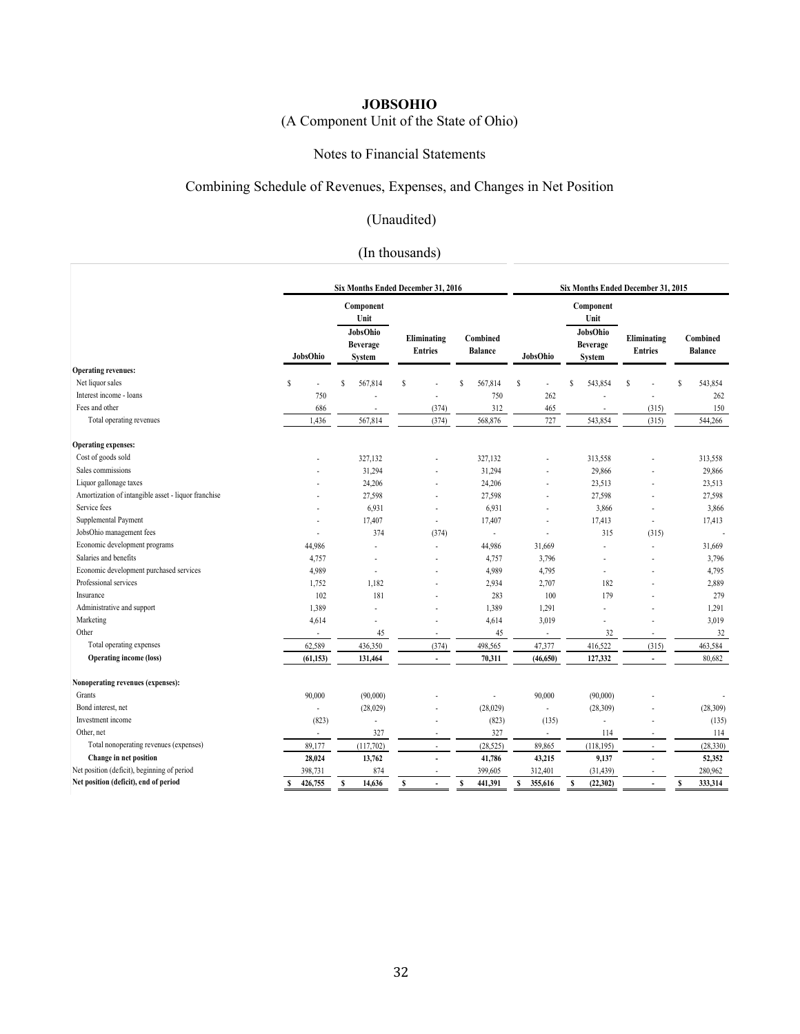**JOBSOHIO**

(A Component Unit of the State of Ohio)

Notes to Financial Statements

Combining Schedule of Revenues, Expenses, and Changes in Net Position

(Unaudited)

(In thousands)

| | Six Months Ended December 31, 2016 | | | | Six Months Ended December 31, 2015 | | | |
|---|---|---|---|---|---|---|---|---|
| | JobsOhio | Component Unit JobsOhio Beverage System | Eliminating Entries | Combined Balance | JobsOhio | Component Unit JobsOhio Beverage System | Eliminating Entries | Combined Balance |
| **Operating revenues:** | | | | | | | | |
| Net liquor sales | $ - | $ 567,814 | $ - | $ 567,814 | $ - | $ 543,854 | $ - | $ 543,854 |
| Interest income - loans | 750 | - | - | 750 | 262 | - | - | 262 |
| Fees and other | 686 | - | (374) | 312 | 465 | - | (315) | 150 |
| Total operating revenues | 1,436 | 567,814 | (374) | 568,876 | 727 | 543,854 | (315) | 544,266 |
| **Operating expenses:** | | | | | | | | |
| Cost of goods sold | - | 327,132 | - | 327,132 | - | 313,558 | - | 313,558 |
| Sales commissions | - | 31,294 | - | 31,294 | - | 29,866 | - | 29,866 |
| Liquor gallonage taxes | - | 24,206 | - | 24,206 | - | 23,513 | - | 23,513 |
| Amortization of intangible asset - liquor franchise | - | 27,598 | - | 27,598 | - | 27,598 | - | 27,598 |
| Service fees | - | 6,931 | - | 6,931 | - | 3,866 | - | 3,866 |
| Supplemental Payment | - | 17,407 | - | 17,407 | - | 17,413 | - | 17,413 |
| JobsOhio management fees | - | 374 | (374) | - | - | 315 | (315) | - |
| Economic development programs | 44,986 | - | - | 44,986 | 31,669 | - | - | 31,669 |
| Salaries and benefits | 4,757 | - | - | 4,757 | 3,796 | - | - | 3,796 |
| Economic development purchased services | 4,989 | - | - | 4,989 | 4,795 | - | - | 4,795 |
| Professional services | 1,752 | 1,182 | - | 2,934 | 2,707 | 182 | - | 2,889 |
| Insurance | 102 | 181 | - | 283 | 100 | 179 | - | 279 |
| Administrative and support | 1,389 | - | - | 1,389 | 1,291 | - | - | 1,291 |
| Marketing | 4,614 | - | - | 4,614 | 3,019 | - | - | 3,019 |
| Other | - | 45 | - | 45 | - | 32 | - | 32 |
| Total operating expenses | 62,589 | 436,350 | (374) | 498,565 | 47,377 | 416,522 | (315) | 463,584 |
| **Operating income (loss)** | **(61,153)** | **131,464** | **-** | **70,311** | **(46,650)** | **127,332** | **-** | **80,682** |
| **Nonoperating revenues (expenses):** | | | | | | | | |
| Grants | 90,000 | (90,000) | - | - | 90,000 | (90,000) | - | - |
| Bond interest, net | - | (28,029) | - | (28,029) | - | (28,309) | - | (28,309) |
| Investment income | (823) | - | - | (823) | (135) | - | - | (135) |
| Other, net | - | 327 | - | 327 | - | 114 | - | 114 |
| Total nonoperating revenues (expenses) | 89,177 | (117,702) | - | (28,525) | 89,865 | (118,195) | - | (28,330) |
| **Change in net position** | **28,024** | **13,762** | **-** | **41,786** | **43,215** | **9,137** | **-** | **52,352** |
| Net position (deficit), beginning of period | 398,731 | 874 | - | 399,605 | 312,401 | (31,439) | - | 280,962 |
| **Net position (deficit), end of period** | **$ 426,755** | **$ 14,636** | **$ -** | **$ 441,391** | **$ 355,616** | **$ (22,302)** | **-** | **$ 333,314** |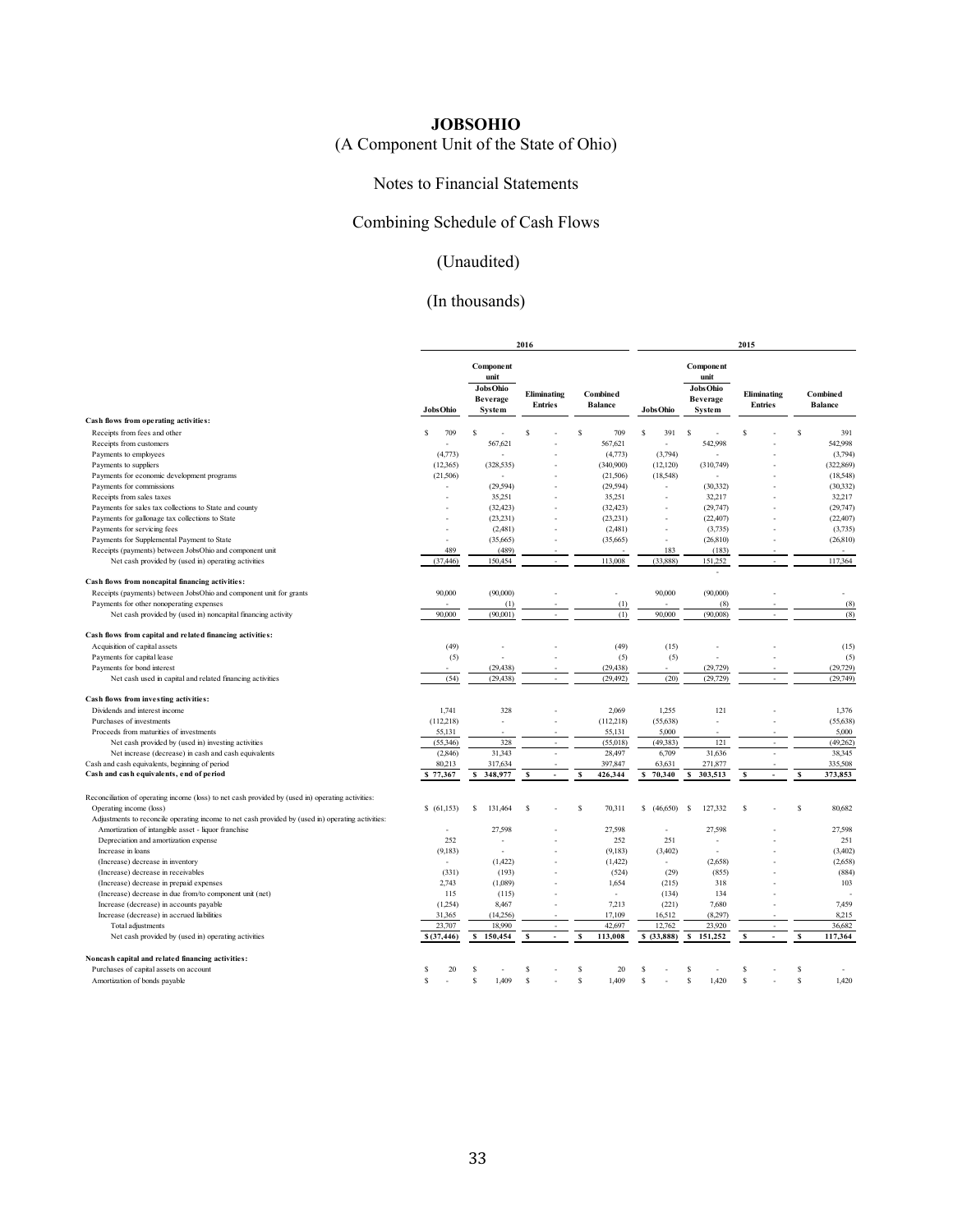# JOBSOHIO

(A Component Unit of the State of Ohio)

Notes to Financial Statements

Combining Schedule of Cash Flows

(Unaudited)

(In thousands)

| | 2016 | | | | 2015 | | | |
|---|---|---|---|---|---|---|---|---|
| | JobsOhio | Component unit JobsOhio Beverage System | Eliminating Entries | Combined Balance | JobsOhio | Component unit JobsOhio Beverage System | Eliminating Entries | Combined Balance |
| **Cash flows from operating activities:** | | | | | | | | |
| Receipts from fees and other | $ 709 | $ - | $ - | $ 709 | $ 391 | $ - | $ - | $ 391 |
| Receipts from customers | - | 567,621 | - | 567,621 | - | 542,998 | - | 542,998 |
| Payments to employees | (4,773) | - | - | (4,773) | (3,794) | - | - | (3,794) |
| Payments to suppliers | (12,365) | (328,535) | - | (340,900) | (12,120) | (310,749) | - | (322,869) |
| Payments for economic development programs | (21,506) | - | - | (21,506) | (18,548) | - | - | (18,548) |
| Payments for commissions | - | (29,594) | - | (29,594) | - | (30,332) | - | (30,332) |
| Receipts from sales taxes | - | 35,251 | - | 35,251 | - | 32,217 | - | 32,217 |
| Payments for sales tax collections to State and county | - | (32,423) | - | (32,423) | - | (29,747) | - | (29,747) |
| Payments for gallonage tax collections to State | - | (23,231) | - | (23,231) | - | (22,407) | - | (22,407) |
| Payments for servicing fees | - | (2,481) | - | (2,481) | - | (3,735) | - | (3,735) |
| Payments for Supplemental Payment to State | - | (35,665) | - | (35,665) | - | (26,810) | - | (26,810) |
| Receipts (payments) between JobsOhio and component unit | 489 | (489) | - | - | 183 | (183) | - | - |
| Net cash provided by (used in) operating activities | (37,446) | 150,454 | - | 113,008 | (33,888) | 151,252 | - | 117,364 |
| **Cash flows from noncapital financing activities:** | | | | | | | | |
| Receipts (payments) between JobsOhio and component unit for grants | 90,000 | (90,000) | - | - | 90,000 | (90,000) | - | - |
| Payments for other nonoperating expenses | - | (1) | - | (1) | - | (8) | - | (8) |
| Net cash provided by (used in) noncapital financing activity | 90,000 | (90,001) | - | (1) | 90,000 | (90,008) | - | (8) |
| **Cash flows from capital and related financing activities:** | | | | | | | | |
| Acquisition of capital assets | (49) | - | - | (49) | (15) | - | - | (15) |
| Payments for capital lease | (5) | - | - | (5) | (5) | - | - | (5) |
| Payments for bond interest | - | (29,438) | - | (29,438) | - | (29,729) | - | (29,729) |
| Net cash used in capital and related financing activities | (54) | (29,438) | - | (29,492) | (20) | (29,729) | - | (29,749) |
| **Cash flows from investing activities:** | | | | | | | | |
| Dividends and interest income | 1,741 | 328 | - | 2,069 | 1,255 | 121 | - | 1,376 |
| Purchases of investments | (112,218) | - | - | (112,218) | (55,638) | - | - | (55,638) |
| Proceeds from maturities of investments | 55,131 | - | - | 55,131 | 5,000 | - | - | 5,000 |
| Net cash provided by (used in) investing activities | (55,346) | 328 | - | (55,018) | (49,383) | 121 | - | (49,262) |
| Net increase (decrease) in cash and cash equivalents | (2,846) | 31,343 | - | 28,497 | 6,709 | 31,636 | - | 38,345 |
| Cash and cash equivalents, beginning of period | 80,213 | 317,634 | - | 397,847 | 63,631 | 271,877 | - | 335,508 |
| **Cash and cash equivalents, end of period** | **$ 77,367** | **$ 348,977** | **$ -** | **$ 426,344** | **$ 70,340** | **$ 303,513** | **$ -** | **$ 373,853** |
| Reconciliation of operating income (loss) to net cash provided by (used in) operating activities: | | | | | | | | |
| Operating income (loss) | $ (61,153) | $ 131,464 | $ - | $ 70,311 | $ (46,650) | $ 127,332 | $ - | $ 80,682 |
| Adjustments to reconcile operating income to net cash provided by (used in) operating activities: | | | | | | | | |
| Amortization of intangible asset - liquor franchise | - | 27,598 | - | 27,598 | - | 27,598 | - | 27,598 |
| Depreciation and amortization expense | 252 | - | - | 252 | 251 | - | - | 251 |
| Increase in loans | (9,183) | - | - | (9,183) | (3,402) | - | - | (3,402) |
| (Increase) decrease in inventory | - | (1,422) | - | (1,422) | - | (2,658) | - | (2,658) |
| (Increase) decrease in receivables | (331) | (193) | - | (524) | (29) | (855) | - | (884) |
| (Increase) decrease in prepaid expenses | 2,743 | (1,089) | - | 1,654 | (215) | 318 | - | 103 |
| (Increase) decrease in due from/to component unit (net) | 115 | (115) | - | - | (134) | 134 | - | - |
| Increase (decrease) in accounts payable | (1,254) | 8,467 | - | 7,213 | (221) | 7,680 | - | 7,459 |
| Increase (decrease) in accrued liabilities | 31,365 | (14,256) | - | 17,109 | 16,512 | (8,297) | - | 8,215 |
| Total adjustments | 23,707 | 18,990 | - | 42,697 | 12,762 | 23,920 | - | 36,682 |
| Net cash provided by (used in) operating activities | $ (37,446) | $ 150,454 | $ - | $ 113,008 | $ (33,888) | $ 151,252 | $ - | $ 117,364 |
| **Noncash capital and related financing activities:** | | | | | | | | |
| Purchases of capital assets on account | $ 20 | $ - | $ - | $ 20 | $ - | $ - | $ - | $ - |
| Amortization of bonds payable | $ - | $ 1,409 | $ - | $ 1,409 | $ - | $ 1,420 | $ - | $ 1,420 |